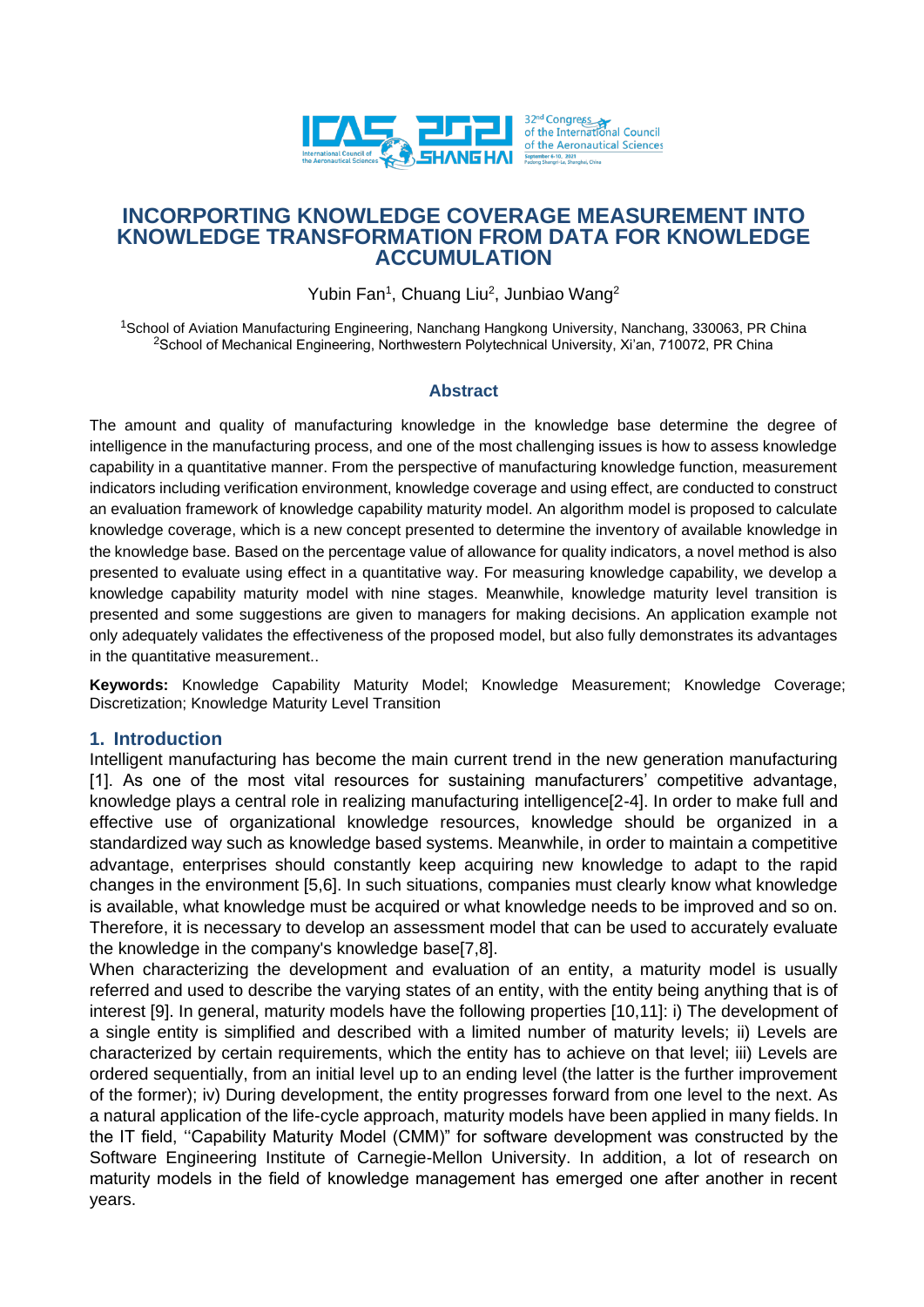# INCORPORATING KNOWLEDGE COVERAGE MEASUREMENT INTO KNOWLEDGE TRANSFORMATION FROM DATA FOR KNOWLEDGE ACCUMULATION

Yubin Fan[1], Chuang Liu[2], Junbiao Wang[2]

[1]School of Aviation Manufacturing Engineering, Nanchang Hangkong University, Nanchang, 330063, PR China
[2]School of Mechanical Engineering, Northwestern Polytechnical University, Xi'an, 710072, PR China

## Abstract

The amount and quality of manufacturing knowledge in the knowledge base determine the degree of intelligence in the manufacturing process, and one of the most challenging issues is how to assess knowledge capability in a quantitative manner. From the perspective of manufacturing knowledge function, measurement indicators including verification environment, knowledge coverage and using effect, are conducted to construct an evaluation framework of knowledge capability maturity model. An algorithm model is proposed to calculate knowledge coverage, which is a new concept presented to determine the inventory of available knowledge in the knowledge base. Based on the percentage value of allowance for quality indicators, a novel method is also presented to evaluate using effect in a quantitative way. For measuring knowledge capability, we develop a knowledge capability maturity model with nine stages. Meanwhile, knowledge maturity level transition is presented and some suggestions are given to managers for making decisions. An application example not only adequately validates the effectiveness of the proposed model, but also fully demonstrates its advantages in the quantitative measurement..

**Keywords:** Knowledge Capability Maturity Model; Knowledge Measurement; Knowledge Coverage; Discretization; Knowledge Maturity Level Transition

## 1. Introduction

Intelligent manufacturing has become the main current trend in the new generation manufacturing [1]. As one of the most vital resources for sustaining manufacturers' competitive advantage, knowledge plays a central role in realizing manufacturing intelligence[2-4]. In order to make full and effective use of organizational knowledge resources, knowledge should be organized in a standardized way such as knowledge based systems. Meanwhile, in order to maintain a competitive advantage, enterprises should constantly keep acquiring new knowledge to adapt to the rapid changes in the environment [5,6]. In such situations, companies must clearly know what knowledge is available, what knowledge must be acquired or what knowledge needs to be improved and so on. Therefore, it is necessary to develop an assessment model that can be used to accurately evaluate the knowledge in the company's knowledge base[7,8].

When characterizing the development and evaluation of an entity, a maturity model is usually referred and used to describe the varying states of an entity, with the entity being anything that is of interest [9]. In general, maturity models have the following properties [10,11]: i) The development of a single entity is simplified and described with a limited number of maturity levels; ii) Levels are characterized by certain requirements, which the entity has to achieve on that level; iii) Levels are ordered sequentially, from an initial level up to an ending level (the latter is the further improvement of the former); iv) During development, the entity progresses forward from one level to the next. As a natural application of the life-cycle approach, maturity models have been applied in many fields. In the IT field, ''Capability Maturity Model (CMM)" for software development was constructed by the Software Engineering Institute of Carnegie-Mellon University. In addition, a lot of research on maturity models in the field of knowledge management has emerged one after another in recent years.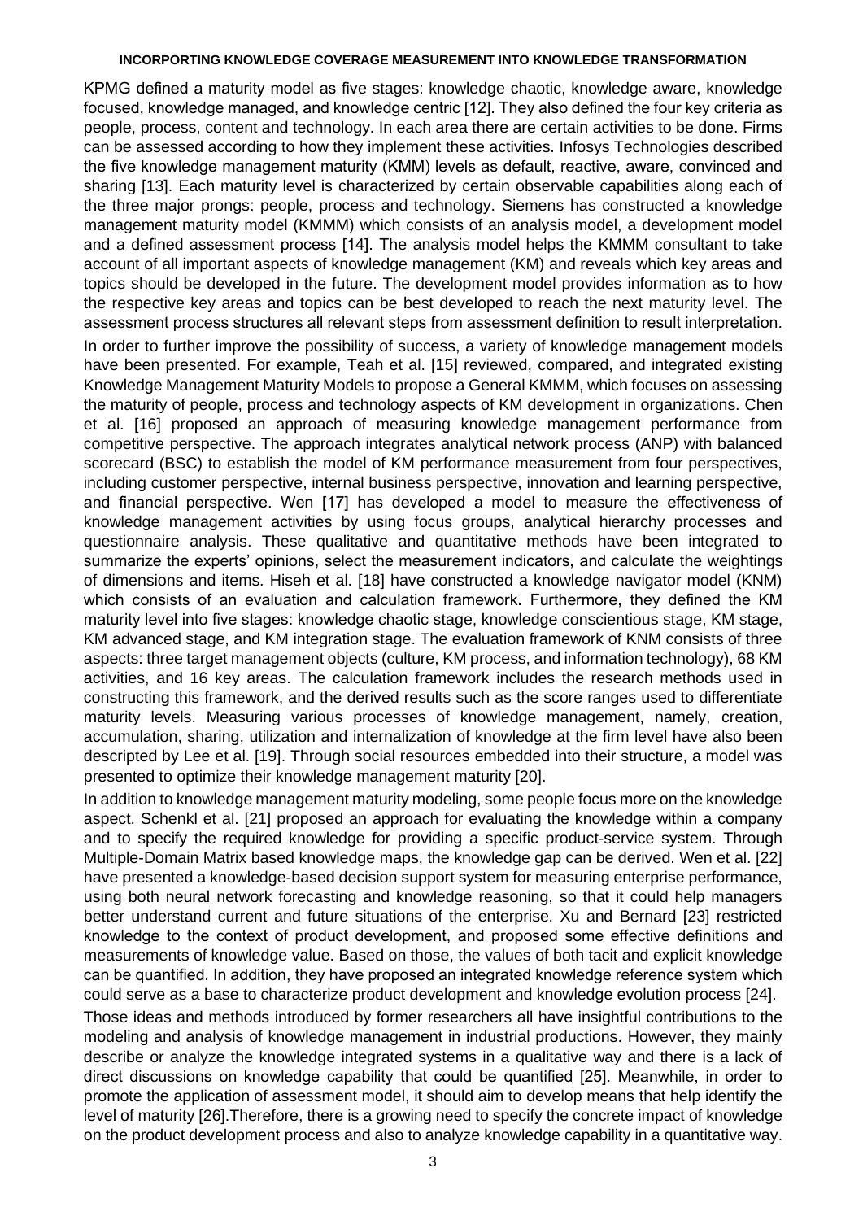KPMG defined a maturity model as five stages: knowledge chaotic, knowledge aware, knowledge focused, knowledge managed, and knowledge centric [12]. They also defined the four key criteria as people, process, content and technology. In each area there are certain activities to be done. Firms can be assessed according to how they implement these activities. Infosys Technologies described the five knowledge management maturity (KMM) levels as default, reactive, aware, convinced and sharing [13]. Each maturity level is characterized by certain observable capabilities along each of the three major prongs: people, process and technology. Siemens has constructed a knowledge management maturity model (KMMM) which consists of an analysis model, a development model and a defined assessment process [14]. The analysis model helps the KMMM consultant to take account of all important aspects of knowledge management (KM) and reveals which key areas and topics should be developed in the future. The development model provides information as to how the respective key areas and topics can be best developed to reach the next maturity level. The assessment process structures all relevant steps from assessment definition to result interpretation.

In order to further improve the possibility of success, a variety of knowledge management models have been presented. For example, Teah et al. [15] reviewed, compared, and integrated existing Knowledge Management Maturity Models to propose a General KMMM, which focuses on assessing the maturity of people, process and technology aspects of KM development in organizations. Chen et al. [16] proposed an approach of measuring knowledge management performance from competitive perspective. The approach integrates analytical network process (ANP) with balanced scorecard (BSC) to establish the model of KM performance measurement from four perspectives, including customer perspective, internal business perspective, innovation and learning perspective, and financial perspective. Wen [17] has developed a model to measure the effectiveness of knowledge management activities by using focus groups, analytical hierarchy processes and questionnaire analysis. These qualitative and quantitative methods have been integrated to summarize the experts' opinions, select the measurement indicators, and calculate the weightings of dimensions and items. Hiseh et al. [18] have constructed a knowledge navigator model (KNM) which consists of an evaluation and calculation framework. Furthermore, they defined the KM maturity level into five stages: knowledge chaotic stage, knowledge conscientious stage, KM stage, KM advanced stage, and KM integration stage. The evaluation framework of KNM consists of three aspects: three target management objects (culture, KM process, and information technology), 68 KM activities, and 16 key areas. The calculation framework includes the research methods used in constructing this framework, and the derived results such as the score ranges used to differentiate maturity levels. Measuring various processes of knowledge management, namely, creation, accumulation, sharing, utilization and internalization of knowledge at the firm level have also been described by Lee et al. [19]. Through social resources embedded into their structure, a model was presented to optimize their knowledge management maturity [20].

In addition to knowledge management maturity modeling, some people focus more on the knowledge aspect. Schenkl et al. [21] proposed an approach for evaluating the knowledge within a company and to specify the required knowledge for providing a specific product-service system. Through Multiple-Domain Matrix based knowledge maps, the knowledge gap can be derived. Wen et al. [22] have presented a knowledge-based decision support system for measuring enterprise performance, using both neural network forecasting and knowledge reasoning, so that it could help managers better understand current and future situations of the enterprise. Xu and Bernard [23] restricted knowledge to the context of product development, and proposed some effective definitions and measurements of knowledge value. Based on those, the values of both tacit and explicit knowledge can be quantified. In addition, they have proposed an integrated knowledge reference system which could serve as a base to characterize product development and knowledge evolution process [24].

Those ideas and methods introduced by former researchers all have insightful contributions to the modeling and analysis of knowledge management in industrial productions. However, they mainly describe or analyze the knowledge integrated systems in a qualitative way and there is a lack of direct discussions on knowledge capability that could be quantified [25]. Meanwhile, in order to promote the application of assessment model, it should aim to develop means that help identify the level of maturity [26].Therefore, there is a growing need to specify the concrete impact of knowledge on the product development process and also to analyze knowledge capability in a quantitative way.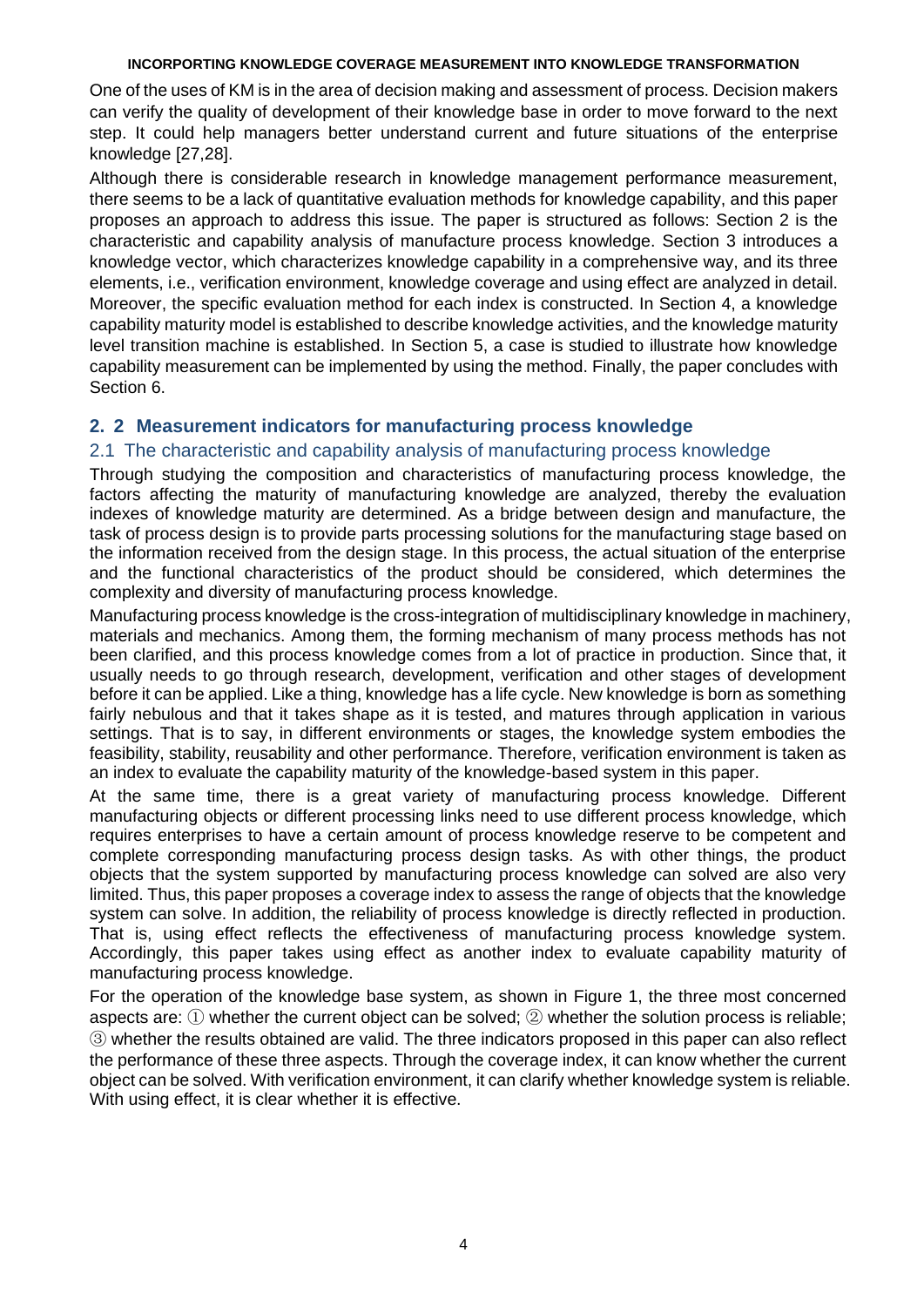One of the uses of KM is in the area of decision making and assessment of process. Decision makers can verify the quality of development of their knowledge base in order to move forward to the next step. It could help managers better understand current and future situations of the enterprise knowledge [27,28].

Although there is considerable research in knowledge management performance measurement, there seems to be a lack of quantitative evaluation methods for knowledge capability, and this paper proposes an approach to address this issue. The paper is structured as follows: Section 2 is the characteristic and capability analysis of manufacture process knowledge. Section 3 introduces a knowledge vector, which characterizes knowledge capability in a comprehensive way, and its three elements, i.e., verification environment, knowledge coverage and using effect are analyzed in detail. Moreover, the specific evaluation method for each index is constructed. In Section 4, a knowledge capability maturity model is established to describe knowledge activities, and the knowledge maturity level transition machine is established. In Section 5, a case is studied to illustrate how knowledge capability measurement can be implemented by using the method. Finally, the paper concludes with Section 6.

## 2. 2 Measurement indicators for manufacturing process knowledge

### 2.1 The characteristic and capability analysis of manufacturing process knowledge

Through studying the composition and characteristics of manufacturing process knowledge, the factors affecting the maturity of manufacturing knowledge are analyzed, thereby the evaluation indexes of knowledge maturity are determined. As a bridge between design and manufacture, the task of process design is to provide parts processing solutions for the manufacturing stage based on the information received from the design stage. In this process, the actual situation of the enterprise and the functional characteristics of the product should be considered, which determines the complexity and diversity of manufacturing process knowledge.

Manufacturing process knowledge is the cross-integration of multidisciplinary knowledge in machinery, materials and mechanics. Among them, the forming mechanism of many process methods has not been clarified, and this process knowledge comes from a lot of practice in production. Since that, it usually needs to go through research, development, verification and other stages of development before it can be applied. Like a thing, knowledge has a life cycle. New knowledge is born as something fairly nebulous and that it takes shape as it is tested, and matures through application in various settings. That is to say, in different environments or stages, the knowledge system embodies the feasibility, stability, reusability and other performance. Therefore, verification environment is taken as an index to evaluate the capability maturity of the knowledge-based system in this paper.

At the same time, there is a great variety of manufacturing process knowledge. Different manufacturing objects or different processing links need to use different process knowledge, which requires enterprises to have a certain amount of process knowledge reserve to be competent and complete corresponding manufacturing process design tasks. As with other things, the product objects that the system supported by manufacturing process knowledge can solved are also very limited. Thus, this paper proposes a coverage index to assess the range of objects that the knowledge system can solve. In addition, the reliability of process knowledge is directly reflected in production. That is, using effect reflects the effectiveness of manufacturing process knowledge system. Accordingly, this paper takes using effect as another index to evaluate capability maturity of manufacturing process knowledge.

For the operation of the knowledge base system, as shown in Figure 1, the three most concerned aspects are: ① whether the current object can be solved; ② whether the solution process is reliable; ③ whether the results obtained are valid. The three indicators proposed in this paper can also reflect the performance of these three aspects. Through the coverage index, it can know whether the current object can be solved. With verification environment, it can clarify whether knowledge system is reliable. With using effect, it is clear whether it is effective.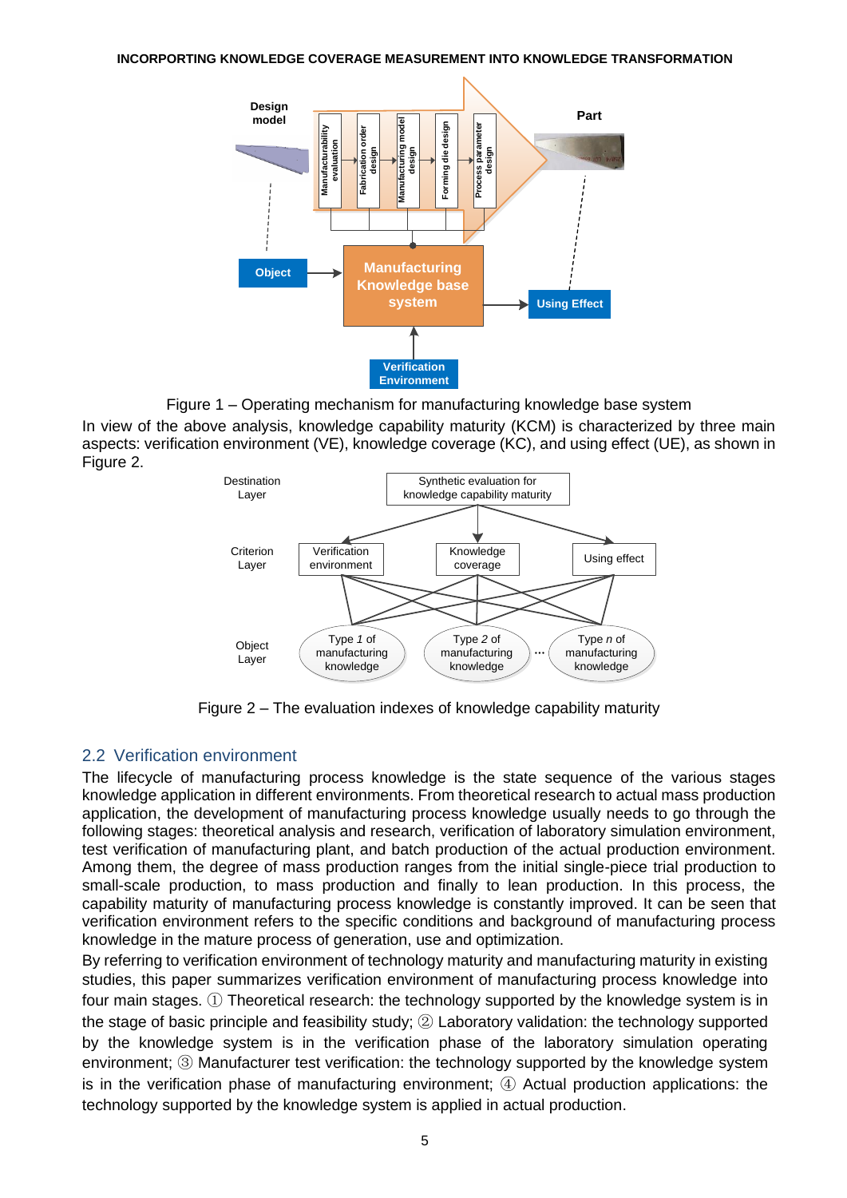Figure 1 – Operating mechanism for manufacturing knowledge base system

In view of the above analysis, knowledge capability maturity (KCM) is characterized by three main aspects: verification environment (VE), knowledge coverage (KC), and using effect (UE), as shown in Figure 2.

Figure 2 – The evaluation indexes of knowledge capability maturity

## 2.2 Verification environment

The lifecycle of manufacturing process knowledge is the state sequence of the various stages knowledge application in different environments. From theoretical research to actual mass production application, the development of manufacturing process knowledge usually needs to go through the following stages: theoretical analysis and research, verification of laboratory simulation environment, test verification of manufacturing plant, and batch production of the actual production environment. Among them, the degree of mass production ranges from the initial single-piece trial production to small-scale production, to mass production and finally to lean production. In this process, the capability maturity of manufacturing process knowledge is constantly improved. It can be seen that verification environment refers to the specific conditions and background of manufacturing process knowledge in the mature process of generation, use and optimization.

By referring to verification environment of technology maturity and manufacturing maturity in existing studies, this paper summarizes verification environment of manufacturing process knowledge into four main stages. ① Theoretical research: the technology supported by the knowledge system is in the stage of basic principle and feasibility study; ② Laboratory validation: the technology supported by the knowledge system is in the verification phase of the laboratory simulation operating environment; ③ Manufacturer test verification: the technology supported by the knowledge system is in the verification phase of manufacturing environment; ④ Actual production applications: the technology supported by the knowledge system is applied in actual production.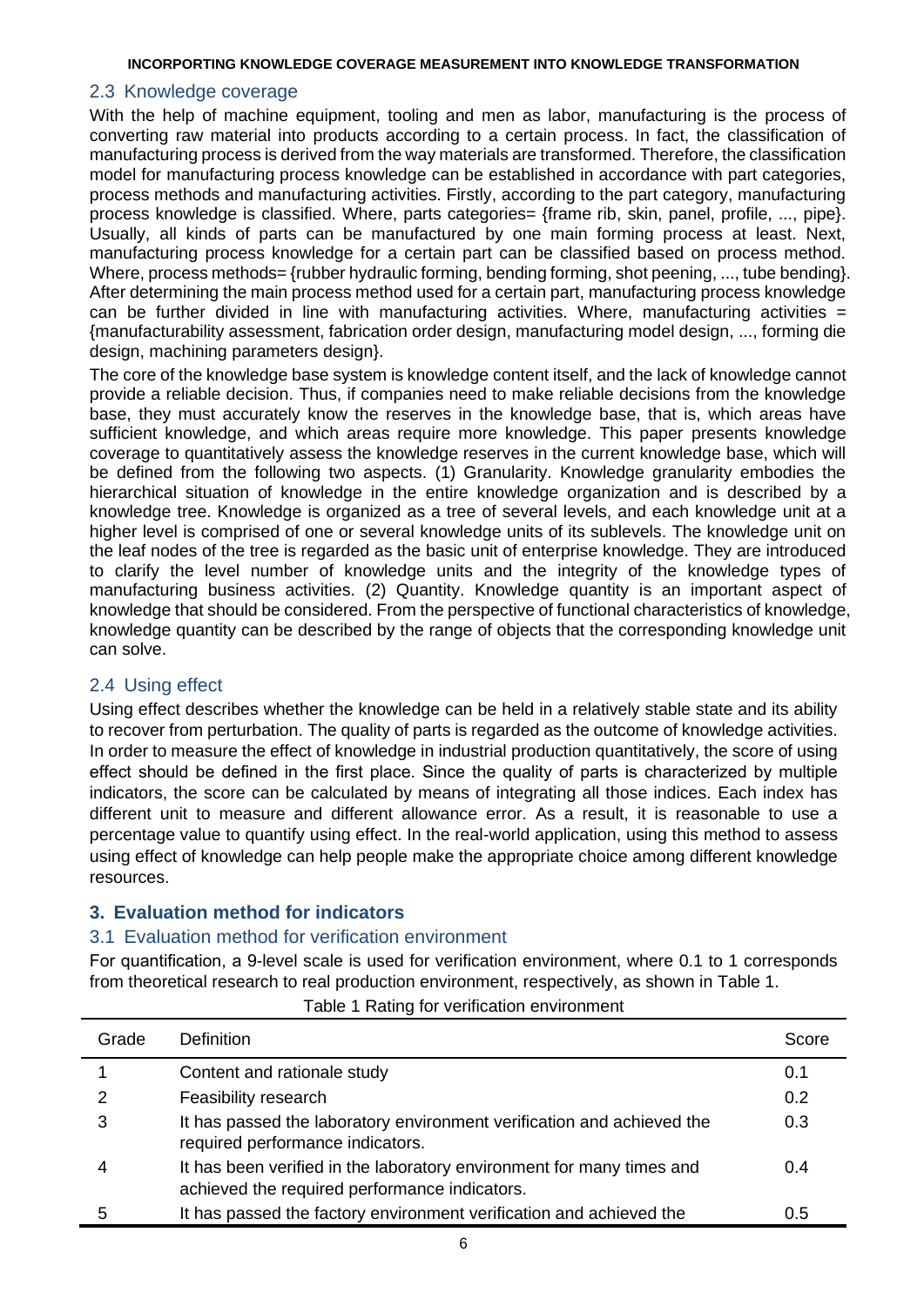## 2.3 Knowledge coverage

With the help of machine equipment, tooling and men as labor, manufacturing is the process of converting raw material into products according to a certain process. In fact, the classification of manufacturing process is derived from the way materials are transformed. Therefore, the classification model for manufacturing process knowledge can be established in accordance with part categories, process methods and manufacturing activities. Firstly, according to the part category, manufacturing process knowledge is classified. Where, parts categories= {frame rib, skin, panel, profile, ..., pipe}. Usually, all kinds of parts can be manufactured by one main forming process at least. Next, manufacturing process knowledge for a certain part can be classified based on process method. Where, process methods= {rubber hydraulic forming, bending forming, shot peening, ..., tube bending}. After determining the main process method used for a certain part, manufacturing process knowledge can be further divided in line with manufacturing activities. Where, manufacturing activities = {manufacturability assessment, fabrication order design, manufacturing model design, ..., forming die design, machining parameters design}.

The core of the knowledge base system is knowledge content itself, and the lack of knowledge cannot provide a reliable decision. Thus, if companies need to make reliable decisions from the knowledge base, they must accurately know the reserves in the knowledge base, that is, which areas have sufficient knowledge, and which areas require more knowledge. This paper presents knowledge coverage to quantitatively assess the knowledge reserves in the current knowledge base, which will be defined from the following two aspects. (1) Granularity. Knowledge granularity embodies the hierarchical situation of knowledge in the entire knowledge organization and is described by a knowledge tree. Knowledge is organized as a tree of several levels, and each knowledge unit at a higher level is comprised of one or several knowledge units of its sublevels. The knowledge unit on the leaf nodes of the tree is regarded as the basic unit of enterprise knowledge. They are introduced to clarify the level number of knowledge units and the integrity of the knowledge types of manufacturing business activities. (2) Quantity. Knowledge quantity is an important aspect of knowledge that should be considered. From the perspective of functional characteristics of knowledge, knowledge quantity can be described by the range of objects that the corresponding knowledge unit can solve.

## 2.4 Using effect

Using effect describes whether the knowledge can be held in a relatively stable state and its ability to recover from perturbation. The quality of parts is regarded as the outcome of knowledge activities. In order to measure the effect of knowledge in industrial production quantitatively, the score of using effect should be defined in the first place. Since the quality of parts is characterized by multiple indicators, the score can be calculated by means of integrating all those indices. Each index has different unit to measure and different allowance error. As a result, it is reasonable to use a percentage value to quantify using effect. In the real-world application, using this method to assess using effect of knowledge can help people make the appropriate choice among different knowledge resources.

# 3. Evaluation method for indicators

## 3.1 Evaluation method for verification environment

For quantification, a 9-level scale is used for verification environment, where 0.1 to 1 corresponds from theoretical research to real production environment, respectively, as shown in Table 1.

Table 1 Rating for verification environment

| Grade | Definition | Score |
|---|---|---|
| 1 | Content and rationale study | 0.1 |
| 2 | Feasibility research | 0.2 |
| 3 | It has passed the laboratory environment verification and achieved the required performance indicators. | 0.3 |
| 4 | It has been verified in the laboratory environment for many times and achieved the required performance indicators. | 0.4 |
| 5 | It has passed the factory environment verification and achieved the | 0.5 |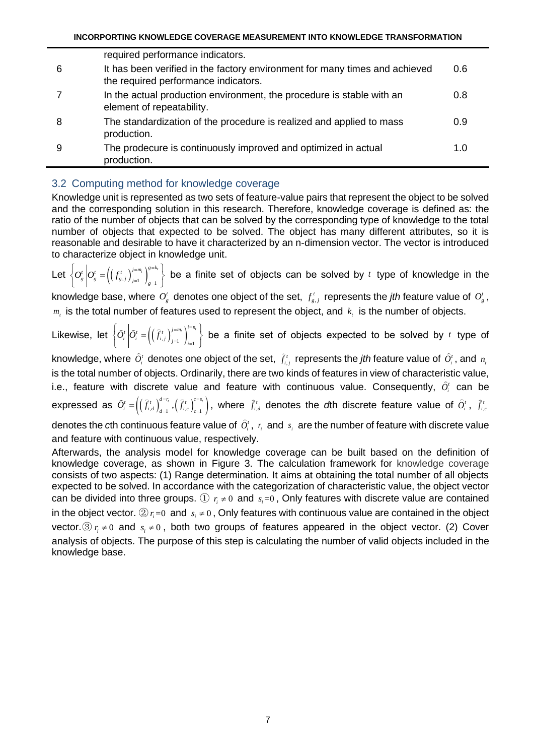|  | required performance indicators. |  |
|---|---|---|
| 6 | It has been verified in the factory environment for many times and achieved the required performance indicators. | 0.6 |
| 7 | In the actual production environment, the procedure is stable with an element of repeatability. | 0.8 |
| 8 | The standardization of the procedure is realized and applied to mass production. | 0.9 |
| 9 | The prodecure is continuously improved and optimized in actual production. | 1.0 |

## 3.2 Computing method for knowledge coverage

Knowledge unit is represented as two sets of feature-value pairs that represent the object to be solved and the corresponding solution in this research. Therefore, knowledge coverage is defined as: the ratio of the number of objects that can be solved by the corresponding type of knowledge to the total number of objects that expected to be solved. The object has many different attributes, so it is reasonable and desirable to have it characterized by an n-dimension vector. The vector is introduced to characterize object in knowledge unit.

Let $\left\{O_g^t \middle| O_g^t = \left(\left(f_{g,j}^t\right)_{j=1}^{j=m_t}\right)_{g=1}^{g=k_t}\right\}$ be a finite set of objects can be solved by $t$ type of knowledge in the knowledge base, where $O_g^t$ denotes one object of the set, $f_{g,j}^t$ represents the *jth* feature value of $O_g^t$, $m_t$ is the total number of features used to represent the object, and $k_t$ is the number of objects.

Likewise, let $\left\{\hat{O}_i^t \middle| \hat{O}_i^t = \left(\left(\hat{f}_{i,j}^t\right)_{j=1}^{j=m_t}\right)_{i=1}^{i=n_t}\right\}$ be a finite set of objects expected to be solved by $t$ type of knowledge, where $\hat{O}_i^t$ denotes one object of the set, $\hat{f}_{i,j}^t$ represents the *jth* feature value of $\hat{O}_i^t$, and $n_t$ is the total number of objects. Ordinarily, there are two kinds of features in view of characteristic value, i.e., feature with discrete value and feature with continuous value. Consequently, $\hat{O}_i^t$ can be expressed as $\hat{O}_i^t = \left(\left(\hat{f}_{i,d}^t\right)_{d=1}^{d=r_i}, \left(\hat{f}_{i,c}^t\right)_{c=1}^{c=s_i}\right)$, where $\hat{f}_{i,d}^t$ denotes the *d*th discrete feature value of $\hat{O}_i^t$, $\hat{f}_{i,c}^t$ denotes the *c*th continuous feature value of $\hat{O}_i^t$, $r_i$ and $s_i$ are the number of feature with discrete value and feature with continuous value, respectively.

Afterwards, the analysis model for knowledge coverage can be built based on the definition of knowledge coverage, as shown in Figure 3. The calculation framework for knowledge coverage consists of two aspects: (1) Range determination. It aims at obtaining the total number of all objects expected to be solved. In accordance with the categorization of characteristic value, the object vector can be divided into three groups. ① $r_i \neq 0$ and $s_i = 0$, Only features with discrete value are contained in the object vector. ② $r_i = 0$ and $s_i \neq 0$, Only features with continuous value are contained in the object vector. ③ $r_i \neq 0$ and $s_i \neq 0$, both two groups of features appeared in the object vector. (2) Cover analysis of objects. The purpose of this step is calculating the number of valid objects included in the knowledge base.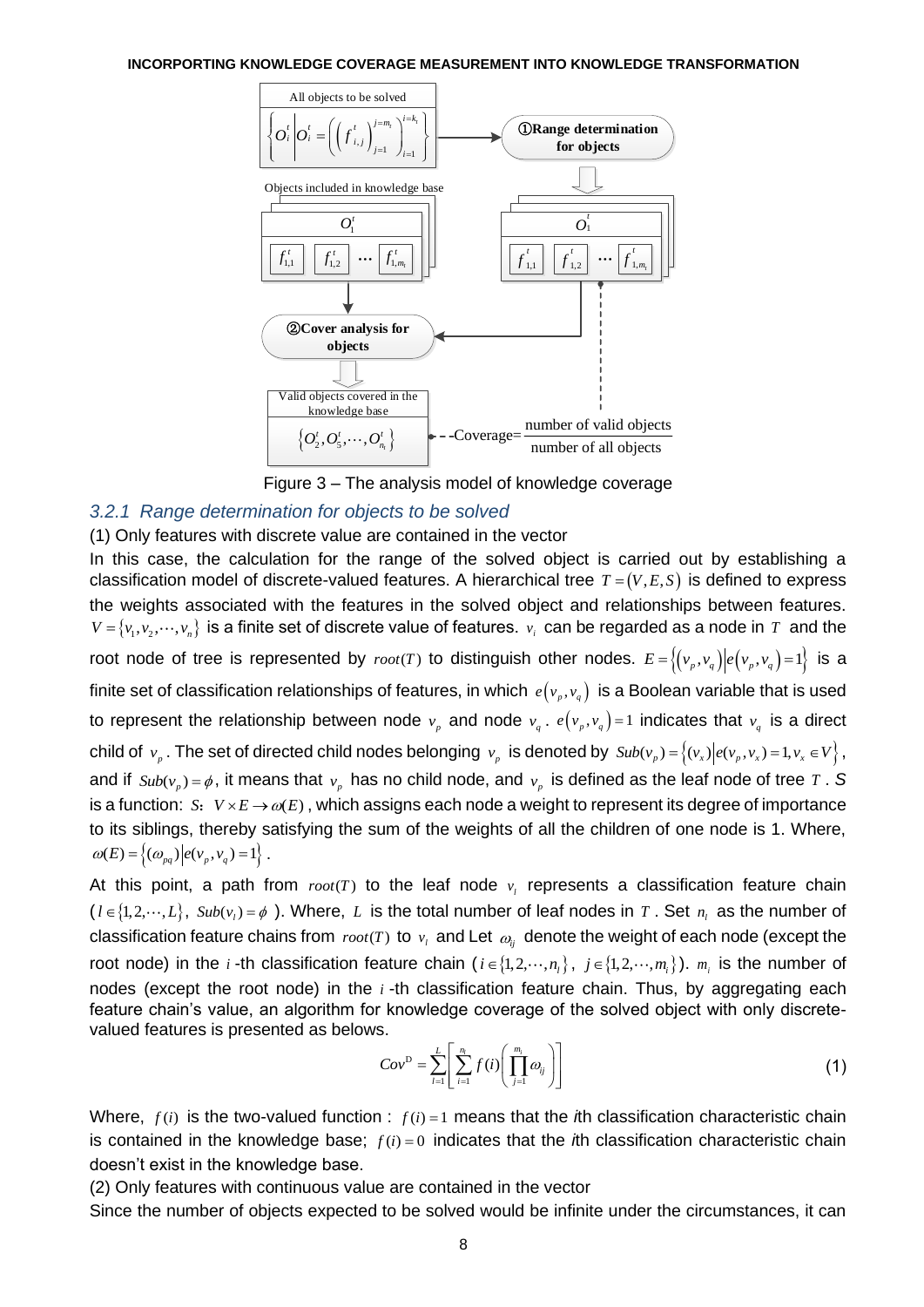All objects to be solved

$$\left\{O_i^t \middle| O_i^t = \left(\left(f_{i,j}^t\right)_{j=1}^{j=m_i}\right)_{i=1}^{i=k_t}\right\}$$

①Range determination for objects

Objects included in knowledge base

$O_1^t$: $f_{1,1}^t$, $f_{1,2}^t$, ..., $f_{1,m_1}^t$

②Cover analysis for objects

Valid objects covered in the knowledge base

$\left\{O_2^t, O_5^t, \cdots, O_{n_t}^t\right\}$

Coverage= $\frac{\text{number of valid objects}}{\text{number of all objects}}$

Figure 3 – The analysis model of knowledge coverage

### 3.2.1 Range determination for objects to be solved

(1) Only features with discrete value are contained in the vector

In this case, the calculation for the range of the solved object is carried out by establishing a classification model of discrete-valued features. A hierarchical tree $T=(V,E,S)$ is defined to express the weights associated with the features in the solved object and relationships between features. $V=\{v_1,v_2,\cdots,v_n\}$ is a finite set of discrete value of features. $v_i$ can be regarded as a node in $T$ and the root node of tree is represented by $root(T)$ to distinguish other nodes. $E=\left\{(v_p,v_q)\middle|e(v_p,v_q)=1\right\}$ is a finite set of classification relationships of features, in which $e(v_p,v_q)$ is a Boolean variable that is used to represent the relationship between node $v_p$ and node $v_q$. $e(v_p,v_q)=1$ indicates that $v_q$ is a direct child of $v_p$. The set of directed child nodes belonging $v_p$ is denoted by $Sub(v_p)=\left\{(v_x)\middle|e(v_p,v_x)=1, v_x\in V\right\}$, and if $Sub(v_p)=\phi$, it means that $v_p$ has no child node, and $v_p$ is defined as the leaf node of tree $T$. $S$ is a function: $S$: $V\times E\rightarrow\omega(E)$, which assigns each node a weight to represent its degree of importance to its siblings, thereby satisfying the sum of the weights of all the children of one node is 1. Where, $\omega(E)=\left\{(\omega_{pq})\middle|e(v_p,v_q)=1\right\}$.

At this point, a path from $root(T)$ to the leaf node $v_l$ represents a classification feature chain ($l\in\{1,2,\cdots,L\}$, $Sub(v_l)=\phi$). Where, $L$ is the total number of leaf nodes in $T$. Set $n_l$ as the number of classification feature chains from $root(T)$ to $v_l$ and Let $\omega_{ij}$ denote the weight of each node (except the root node) in the $i$-th classification feature chain ($i\in\{1,2,\cdots,n_l\}$, $j\in\{1,2,\cdots,m_i\}$). $m_i$ is the number of nodes (except the root node) in the $i$-th classification feature chain. Thus, by aggregating each feature chain's value, an algorithm for knowledge coverage of the solved object with only discrete-valued features is presented as belows.

$$Cov^{\mathrm{D}}=\sum_{l=1}^{L}\left[\sum_{i=1}^{n_l}f(i)\left(\prod_{j=1}^{m_i}\omega_{ij}\right)\right] \tag{1}$$

Where, $f(i)$ is the two-valued function : $f(i)=1$ means that the *i*th classification characteristic chain is contained in the knowledge base; $f(i)=0$ indicates that the *i*th classification characteristic chain doesn't exist in the knowledge base.

(2) Only features with continuous value are contained in the vector

Since the number of objects expected to be solved would be infinite under the circumstances, it can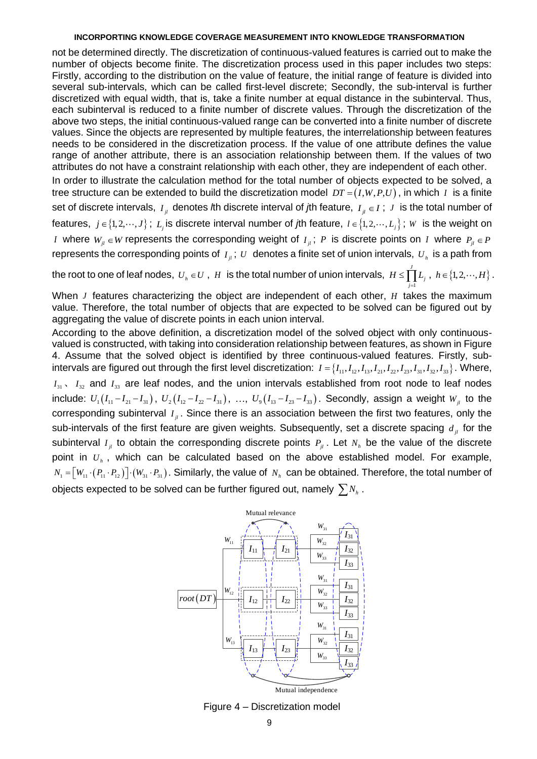not be determined directly. The discretization of continuous-valued features is carried out to make the number of objects become finite. The discretization process used in this paper includes two steps: Firstly, according to the distribution on the value of feature, the initial range of feature is divided into several sub-intervals, which can be called first-level discrete; Secondly, the sub-interval is further discretized with equal width, that is, take a finite number at equal distance in the subinterval. Thus, each subinterval is reduced to a finite number of discrete values. Through the discretization of the above two steps, the initial continuous-valued range can be converted into a finite number of discrete values. Since the objects are represented by multiple features, the interrelationship between features needs to be considered in the discretization process. If the value of one attribute defines the value range of another attribute, there is an association relationship between them. If the values of two attributes do not have a constraint relationship with each other, they are independent of each other.

In order to illustrate the calculation method for the total number of objects expected to be solved, a tree structure can be extended to build the discretization model $DT=(I,W,P,U)$, in which $I$ is a finite set of discrete intervals, $I_{jl}$ denotes *l*th discrete interval of *j*th feature, $I_{jl}\in I$; $J$ is the total number of features, $j\in\{1,2,\cdots,J\}$; $L_j$ is discrete interval number of *j*th feature, $l\in\{1,2,\cdots,L_j\}$; $W$ is the weight on $I$ where $W_{jl}\in W$ represents the corresponding weight of $I_{jl}$; $P$ is discrete points on $I$ where $P_{jl}\in P$ represents the corresponding points of $I_{jl}$; $U$ denotes a finite set of union intervals, $U_h$ is a path from the root to one of leaf nodes, $U_h\in U$, $H$ is the total number of union intervals, $H\le\prod_{j=1}^{J}L_j$, $h\in\{1,2,\cdots,H\}$.

When $J$ features characterizing the object are independent of each other, $H$ takes the maximum value. Therefore, the total number of objects that are expected to be solved can be figured out by aggregating the value of discrete points in each union interval.

According to the above definition, a discretization model of the solved object with only continuous-valued is constructed, with taking into consideration relationship between features, as shown in Figure 4. Assume that the solved object is identified by three continuous-valued features. Firstly, sub-intervals are figured out through the first level discretization: $I=\{I_{11},I_{12},I_{13},I_{21},I_{22},I_{23},I_{31},I_{32},I_{33}\}$. Where, $I_{31}$、 $I_{32}$ and $I_{33}$ are leaf nodes, and the union intervals established from root node to leaf nodes include: $U_1(I_{11}-I_{21}-I_{31})$, $U_2(I_{12}-I_{22}-I_{31})$, …, $U_9(I_{13}-I_{23}-I_{33})$. Secondly, assign a weight $W_{jl}$ to the corresponding subinterval $I_{jl}$. Since there is an association between the first two features, only the sub-intervals of the first feature are given weights. Subsequently, set a discrete spacing $d_{jl}$ for the subinterval $I_{jl}$ to obtain the corresponding discrete points $P_{jl}$. Let $N_h$ be the value of the discrete point in $U_h$, which can be calculated based on the above established model. For example, $N_1=\left[W_{11}\cdot(P_{11}\cdot P_{12})\right]\cdot(W_{31}\cdot P_{31})$. Similarly, the value of $N_h$ can be obtained. Therefore, the total number of objects expected to be solved can be further figured out, namely $\sum N_h$.

Figure 4 – Discretization model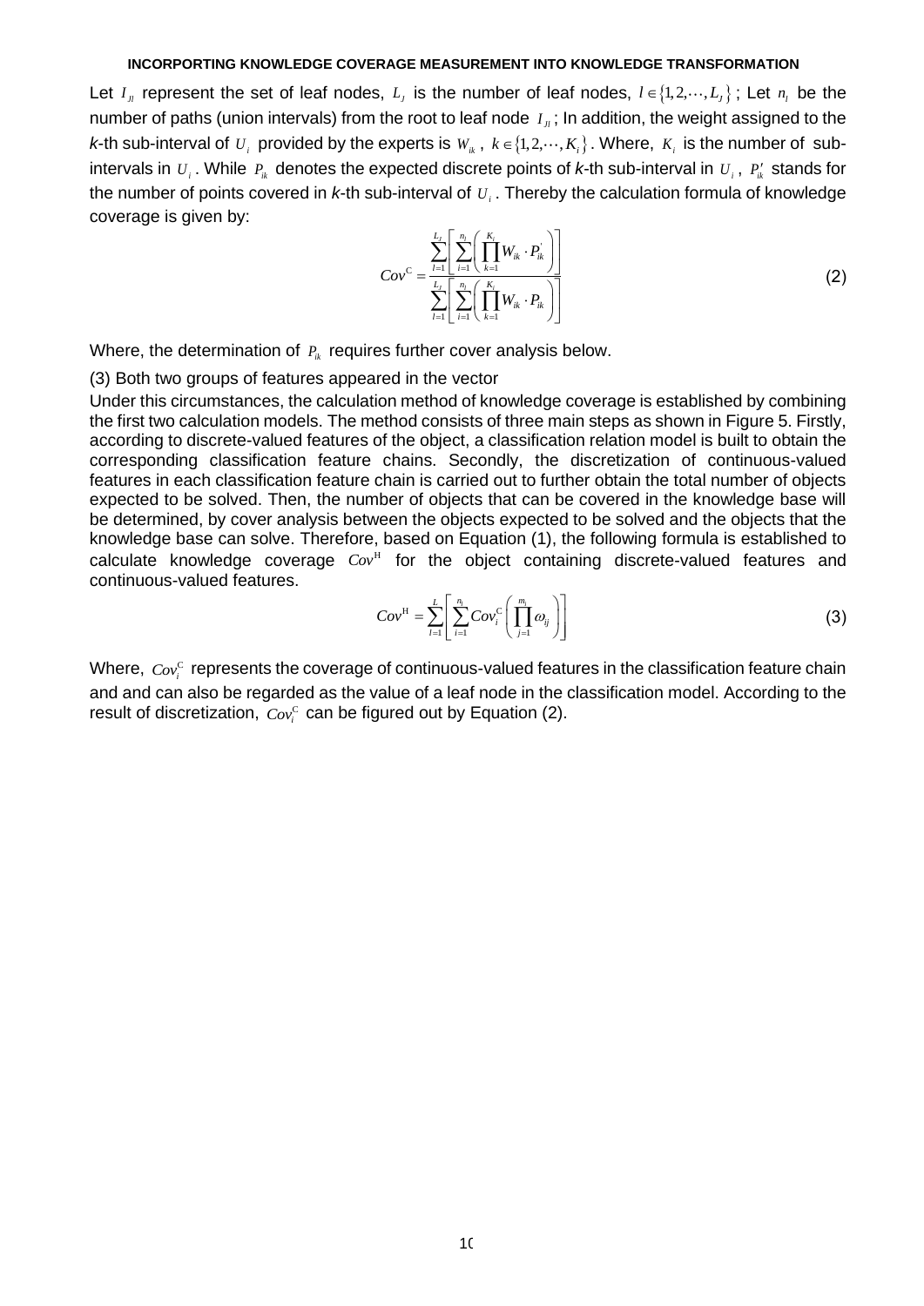Let $I_{Jl}$ represent the set of leaf nodes, $L_J$ is the number of leaf nodes, $l \in \{1, 2, \cdots, L_J\}$; Let $n_l$ be the number of paths (union intervals) from the root to leaf node $I_{Jl}$; In addition, the weight assigned to the *k*-th sub-interval of $U_i$ provided by the experts is $W_{ik}$, $k \in \{1, 2, \cdots, K_i\}$. Where, $K_i$ is the number of sub-intervals in $U_i$. While $P_{ik}$ denotes the expected discrete points of *k*-th sub-interval in $U_i$, $P'_{ik}$ stands for the number of points covered in *k*-th sub-interval of $U_i$. Thereby the calculation formula of knowledge coverage is given by:

$$Cov^{\mathrm{C}} = \frac{\sum_{l=1}^{L_J} \left[ \sum_{i=1}^{n_l} \left( \prod_{k=1}^{K_i} W_{ik} \cdot P'_{ik} \right) \right]}{\sum_{l=1}^{L_J} \left[ \sum_{i=1}^{n_l} \left( \prod_{k=1}^{K_i} W_{ik} \cdot P_{ik} \right) \right]} \tag{2}$$

Where, the determination of $P_{ik}$ requires further cover analysis below.

(3) Both two groups of features appeared in the vector

Under this circumstances, the calculation method of knowledge coverage is established by combining the first two calculation models. The method consists of three main steps as shown in Figure 5. Firstly, according to discrete-valued features of the object, a classification relation model is built to obtain the corresponding classification feature chains. Secondly, the discretization of continuous-valued features in each classification feature chain is carried out to further obtain the total number of objects expected to be solved. Then, the number of objects that can be covered in the knowledge base will be determined, by cover analysis between the objects expected to be solved and the objects that the knowledge base can solve. Therefore, based on Equation (1), the following formula is established to calculate knowledge coverage $Cov^{\mathrm{H}}$ for the object containing discrete-valued features and continuous-valued features.

$$Cov^{\mathrm{H}} = \sum_{l=1}^{L} \left[ \sum_{i=1}^{n_l} Cov_i^{\mathrm{C}} \left( \prod_{j=1}^{m_i} \omega_{ij} \right) \right] \tag{3}$$

Where, $Cov_i^{\mathrm{C}}$ represents the coverage of continuous-valued features in the classification feature chain and and can also be regarded as the value of a leaf node in the classification model. According to the result of discretization, $Cov_i^{\mathrm{C}}$ can be figured out by Equation (2).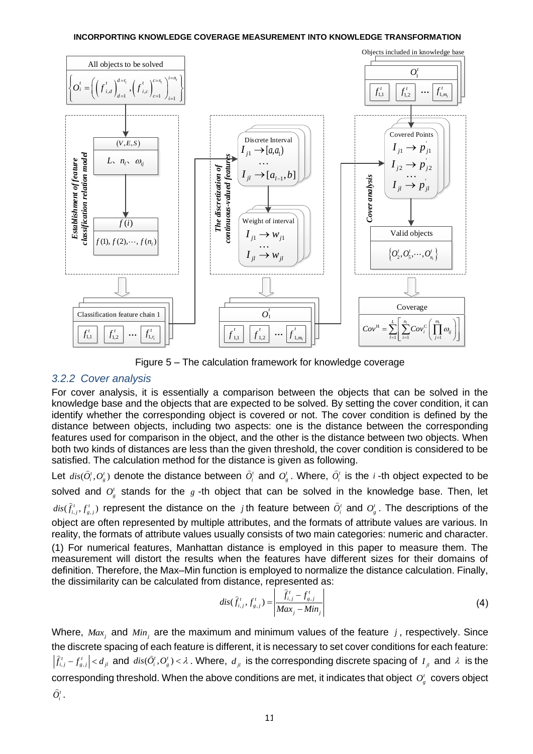Figure 5 – The calculation framework for knowledge coverage

### 3.2.2 Cover analysis

For cover analysis, it is essentially a comparison between the objects that can be solved in the knowledge base and the objects that are expected to be solved. By setting the cover condition, it can identify whether the corresponding object is covered or not. The cover condition is defined by the distance between objects, including two aspects: one is the distance between the corresponding features used for comparison in the object, and the other is the distance between two objects. When both two kinds of distances are less than the given threshold, the cover condition is considered to be satisfied. The calculation method for the distance is given as following.

Let $dis(\hat{O}_i^t, O_g^t)$ denote the distance between $\hat{O}_i^t$ and $O_g^t$. Where, $\hat{O}_i^t$ is the $i$-th object expected to be solved and $O_g^t$ stands for the $g$-th object that can be solved in the knowledge base. Then, let $dis(\hat{f}_{i,j}^t, f_{g,j}^t)$ represent the distance on the $j$th feature between $\hat{O}_i^t$ and $O_g^t$. The descriptions of the object are often represented by multiple attributes, and the formats of attribute values are various. In reality, the formats of attribute values usually consists of two main categories: numeric and character.

(1) For numerical features, Manhattan distance is employed in this paper to measure them. The measurement will distort the results when the features have different sizes for their domains of definition. Therefore, the Max–Min function is employed to normalize the distance calculation. Finally, the dissimilarity can be calculated from distance, represented as:

$$dis(\hat{f}_{i,j}^t, f_{g,j}^t) = \left| \frac{\hat{f}_{i,j}^t - f_{g,j}^t}{Max_j - Min_j} \right| \tag{4}$$

Where, $Max_j$ and $Min_j$ are the maximum and minimum values of the feature $j$, respectively. Since the discrete spacing of each feature is different, it is necessary to set cover conditions for each feature: $\left|\hat{f}_{i,j}^t - f_{g,j}^t\right| < d_{jl}$ and $dis(\hat{O}_i^t, O_g^t) < \lambda$. Where, $d_{jl}$ is the corresponding discrete spacing of $I_{jl}$ and $\lambda$ is the corresponding threshold. When the above conditions are met, it indicates that object $O_g^t$ covers object $\hat{O}_i^t$.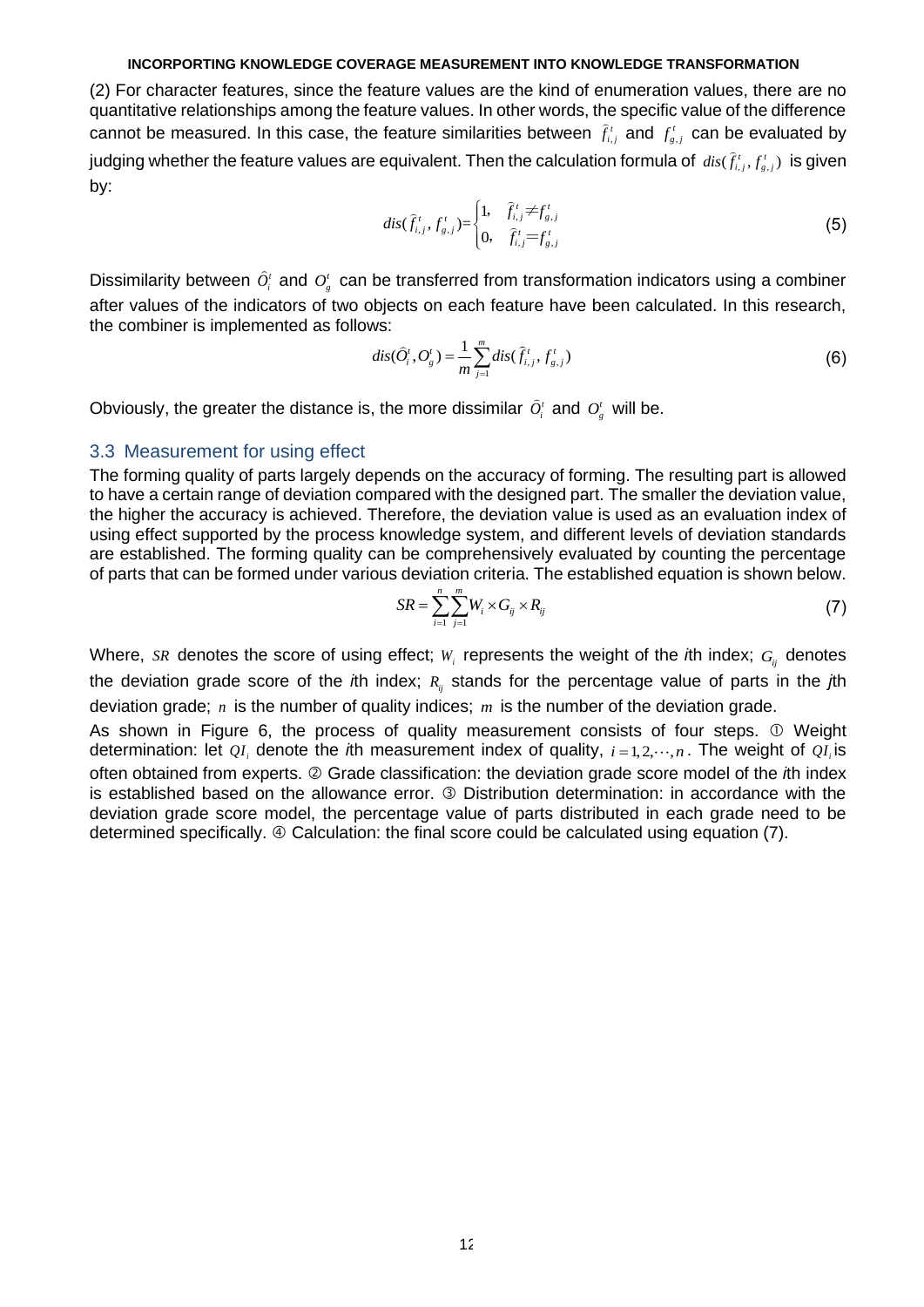(2) For character features, since the feature values are the kind of enumeration values, there are no quantitative relationships among the feature values. In other words, the specific value of the difference cannot be measured. In this case, the feature similarities between $\hat{f}^{t}_{i,j}$ and $f^{t}_{g,j}$ can be evaluated by judging whether the feature values are equivalent. Then the calculation formula of $dis(\hat{f}^{t}_{i,j}, f^{t}_{g,j})$ is given by:

$$dis(\hat{f}^{t}_{i,j}, f^{t}_{g,j})=\begin{cases}1, & \hat{f}^{t}_{i,j}\neq f^{t}_{g,j}\\ 0, & \hat{f}^{t}_{i,j}=f^{t}_{g,j}\end{cases} \tag{5}$$

Dissimilarity between $\hat{O}^{t}_{i}$ and $O^{t}_{g}$ can be transferred from transformation indicators using a combiner after values of the indicators of two objects on each feature have been calculated. In this research, the combiner is implemented as follows:

$$dis(\hat{O}^{t}_{i}, O^{t}_{g}) = \frac{1}{m}\sum_{j=1}^{m} dis(\hat{f}^{t}_{i,j}, f^{t}_{g,j}) \tag{6}$$

Obviously, the greater the distance is, the more dissimilar $\hat{O}^{t}_{i}$ and $O^{t}_{g}$ will be.

## 3.3 Measurement for using effect

The forming quality of parts largely depends on the accuracy of forming. The resulting part is allowed to have a certain range of deviation compared with the designed part. The smaller the deviation value, the higher the accuracy is achieved. Therefore, the deviation value is used as an evaluation index of using effect supported by the process knowledge system, and different levels of deviation standards are established. The forming quality can be comprehensively evaluated by counting the percentage of parts that can be formed under various deviation criteria. The established equation is shown below.

$$SR = \sum_{i=1}^{n}\sum_{j=1}^{m} W_i \times G_{ij} \times R_{ij} \tag{7}$$

Where, $SR$ denotes the score of using effect; $W_i$ represents the weight of the *i*th index; $G_{ij}$ denotes the deviation grade score of the *i*th index; $R_{ij}$ stands for the percentage value of parts in the *j*th deviation grade; $n$ is the number of quality indices; $m$ is the number of the deviation grade.

As shown in Figure 6, the process of quality measurement consists of four steps. ① Weight determination: let $QI_i$ denote the *i*th measurement index of quality, $i=1,2,\cdots,n$. The weight of $QI_i$ is often obtained from experts. ② Grade classification: the deviation grade score model of the *i*th index is established based on the allowance error. ③ Distribution determination: in accordance with the deviation grade score model, the percentage value of parts distributed in each grade need to be determined specifically. ④ Calculation: the final score could be calculated using equation (7).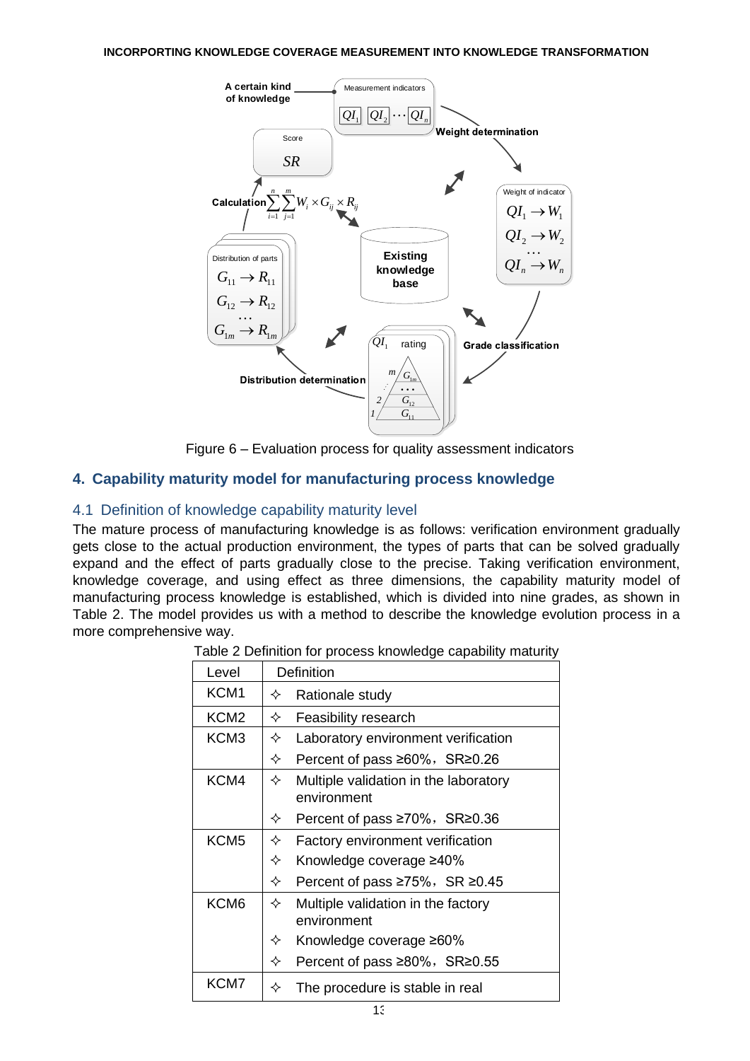Figure 6 – Evaluation process for quality assessment indicators

## 4. Capability maturity model for manufacturing process knowledge

### 4.1 Definition of knowledge capability maturity level

The mature process of manufacturing knowledge is as follows: verification environment gradually gets close to the actual production environment, the types of parts that can be solved gradually expand and the effect of parts gradually close to the precise. Taking verification environment, knowledge coverage, and using effect as three dimensions, the capability maturity model of manufacturing process knowledge is established, which is divided into nine grades, as shown in Table 2. The model provides us with a method to describe the knowledge evolution process in a more comprehensive way.

Table 2 Definition for process knowledge capability maturity

| Level | Definition |
|---|---|
| KCM1 | ✧ Rationale study |
| KCM2 | ✧ Feasibility research |
| KCM3 | ✧ Laboratory environment verification<br>✧ Percent of pass ≥60%， SR≥0.26 |
| KCM4 | ✧ Multiple validation in the laboratory environment<br>✧ Percent of pass ≥70%， SR≥0.36 |
| KCM5 | ✧ Factory environment verification<br>✧ Knowledge coverage ≥40%<br>✧ Percent of pass ≥75%， SR ≥0.45 |
| KCM6 | ✧ Multiple validation in the factory environment<br>✧ Knowledge coverage ≥60%<br>✧ Percent of pass ≥80%， SR≥0.55 |
| KCM7 | ✧ The procedure is stable in real |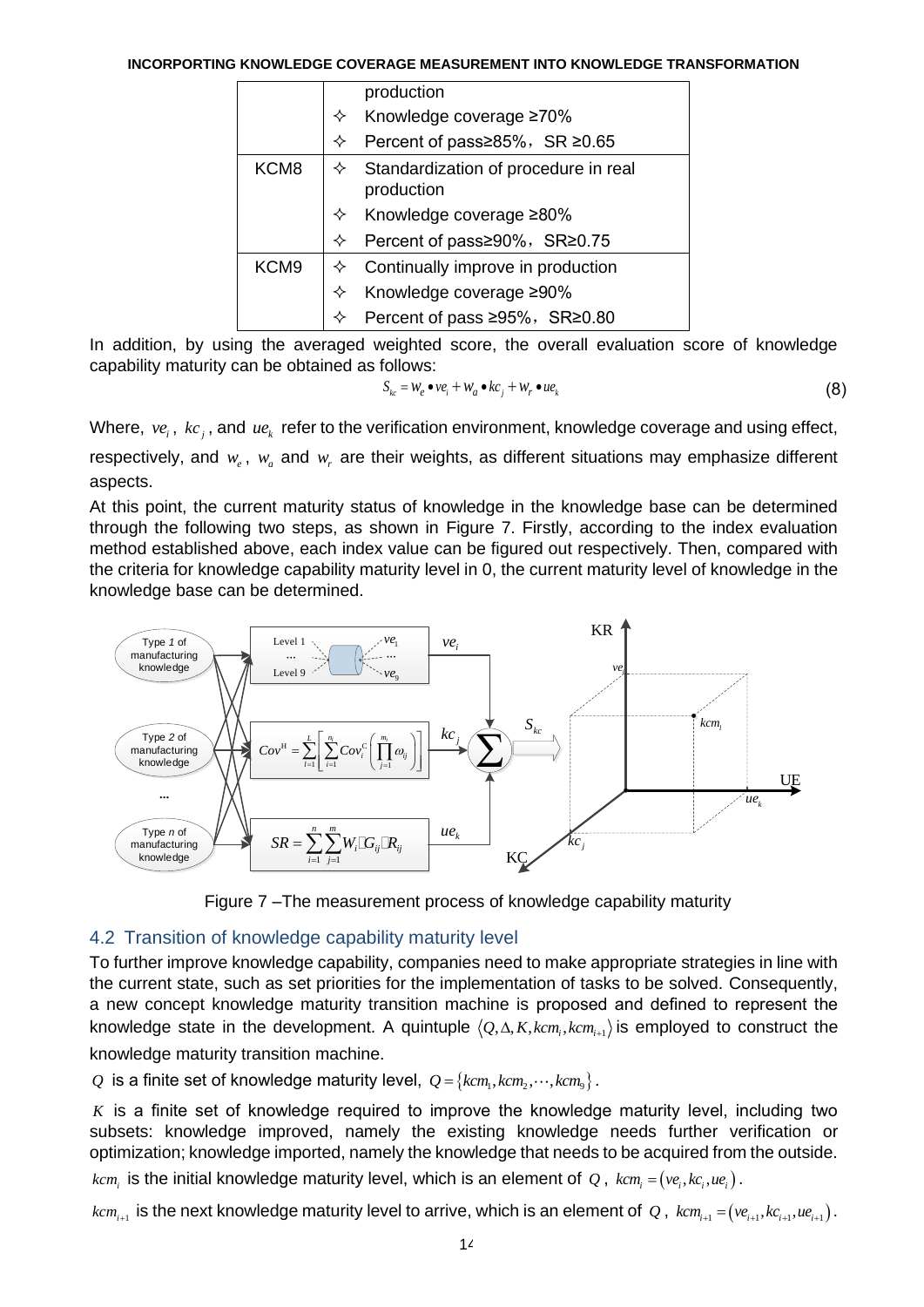|  | ✧ production |
|---|---|
|  | ✧ Knowledge coverage ≥70% |
|  | ✧ Percent of pass≥85%，SR ≥0.65 |
| KCM8 | ✧ Standardization of procedure in real production |
|  | ✧ Knowledge coverage ≥80% |
|  | ✧ Percent of pass≥90%，SR≥0.75 |
| KCM9 | ✧ Continually improve in production |
|  | ✧ Knowledge coverage ≥90% |
|  | ✧ Percent of pass ≥95%，SR≥0.80 |

In addition, by using the averaged weighted score, the overall evaluation score of knowledge capability maturity can be obtained as follows:

$$S_{kc} = w_e \bullet ve_i + w_a \bullet kc_j + w_r \bullet ue_k \tag{8}$$

Where, $ve_i$, $kc_j$, and $ue_k$ refer to the verification environment, knowledge coverage and using effect, respectively, and $w_e$, $w_a$ and $w_r$ are their weights, as different situations may emphasize different aspects.

At this point, the current maturity status of knowledge in the knowledge base can be determined through the following two steps, as shown in Figure 7. Firstly, according to the index evaluation method established above, each index value can be figured out respectively. Then, compared with the criteria for knowledge capability maturity level in 0, the current maturity level of knowledge in the knowledge base can be determined.

Figure 7 –The measurement process of knowledge capability maturity

## 4.2 Transition of knowledge capability maturity level

To further improve knowledge capability, companies need to make appropriate strategies in line with the current state, such as set priorities for the implementation of tasks to be solved. Consequently, a new concept knowledge maturity transition machine is proposed and defined to represent the knowledge state in the development. A quintuple $\langle Q, \Delta, K, kcm_i, kcm_{i+1} \rangle$ is employed to construct the knowledge maturity transition machine.

$Q$ is a finite set of knowledge maturity level, $Q = \{kcm_1, kcm_2, \cdots, kcm_9\}$.

$K$ is a finite set of knowledge required to improve the knowledge maturity level, including two subsets: knowledge improved, namely the existing knowledge needs further verification or optimization; knowledge imported, namely the knowledge that needs to be acquired from the outside.

$kcm_i$ is the initial knowledge maturity level, which is an element of $Q$, $kcm_i = (ve_i, kc_i, ue_i)$.

$kcm_{i+1}$ is the next knowledge maturity level to arrive, which is an element of $Q$, $kcm_{i+1} = (ve_{i+1}, kc_{i+1}, ue_{i+1})$.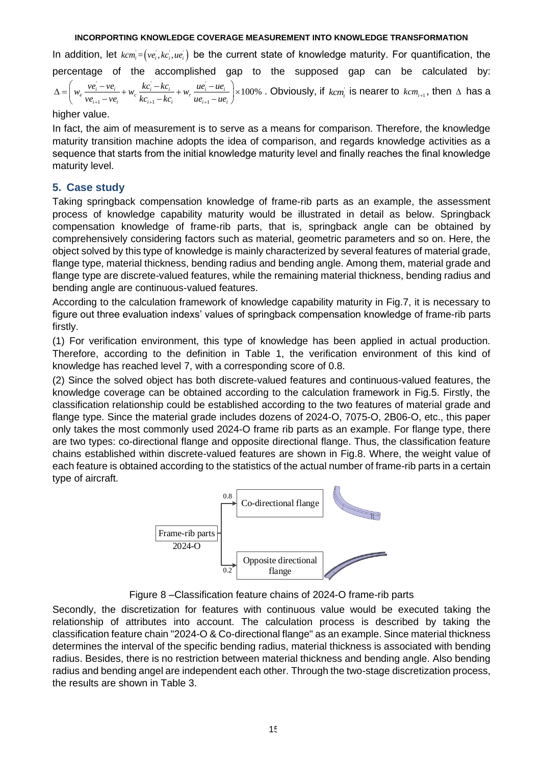In addition, let $kcm_i^{'}=\left(ve_i^{'},kc_i^{'},ue_i^{'}\right)$ be the current state of knowledge maturity. For quantification, the percentage of the accomplished gap to the supposed gap can be calculated by: $\Delta=\left(w_e\frac{ve_i^{'}-ve_i}{ve_{i+1}-ve_i}+w_c\frac{kc_i^{'}-kc_i}{kc_{i+1}-kc_i}+w_r\frac{ue_i^{'}-ue_i}{ue_{i+1}-ue_i}\right)\times100\%$. Obviously, if $kcm_i^{'}$ is nearer to $kcm_{i+1}$, then $\Delta$ has a higher value.

In fact, the aim of measurement is to serve as a means for comparison. Therefore, the knowledge maturity transition machine adopts the idea of comparison, and regards knowledge activities as a sequence that starts from the initial knowledge maturity level and finally reaches the final knowledge maturity level.

## 5. Case study

Taking springback compensation knowledge of frame-rib parts as an example, the assessment process of knowledge capability maturity would be illustrated in detail as below. Springback compensation knowledge of frame-rib parts, that is, springback angle can be obtained by comprehensively considering factors such as material, geometric parameters and so on. Here, the object solved by this type of knowledge is mainly characterized by several features of material grade, flange type, material thickness, bending radius and bending angle. Among them, material grade and flange type are discrete-valued features, while the remaining material thickness, bending radius and bending angle are continuous-valued features.

According to the calculation framework of knowledge capability maturity in Fig.7, it is necessary to figure out three evaluation indexs' values of springback compensation knowledge of frame-rib parts firstly.

(1) For verification environment, this type of knowledge has been applied in actual production. Therefore, according to the definition in Table 1, the verification environment of this kind of knowledge has reached level 7, with a corresponding score of 0.8.

(2) Since the solved object has both discrete-valued features and continuous-valued features, the knowledge coverage can be obtained according to the calculation framework in Fig.5. Firstly, the classification relationship could be established according to the two features of material grade and flange type. Since the material grade includes dozens of 2024-O, 7075-O, 2B06-O, etc., this paper only takes the most commonly used 2024-O frame rib parts as an example. For flange type, there are two types: co-directional flange and opposite directional flange. Thus, the classification feature chains established within discrete-valued features are shown in Fig.8. Where, the weight value of each feature is obtained according to the statistics of the actual number of frame-rib parts in a certain type of aircraft.

Frame-rib parts 2024-O → 0.8 Co-directional flange; 0.2 Opposite directional flange

Figure 8 –Classification feature chains of 2024-O frame-rib parts

Secondly, the discretization for features with continuous value would be executed taking the relationship of attributes into account. The calculation process is described by taking the classification feature chain "2024-O & Co-directional flange" as an example. Since material thickness determines the interval of the specific bending radius, material thickness is associated with bending radius. Besides, there is no restriction between material thickness and bending angle. Also bending radius and bending angel are independent each other. Through the two-stage discretization process, the results are shown in Table 3.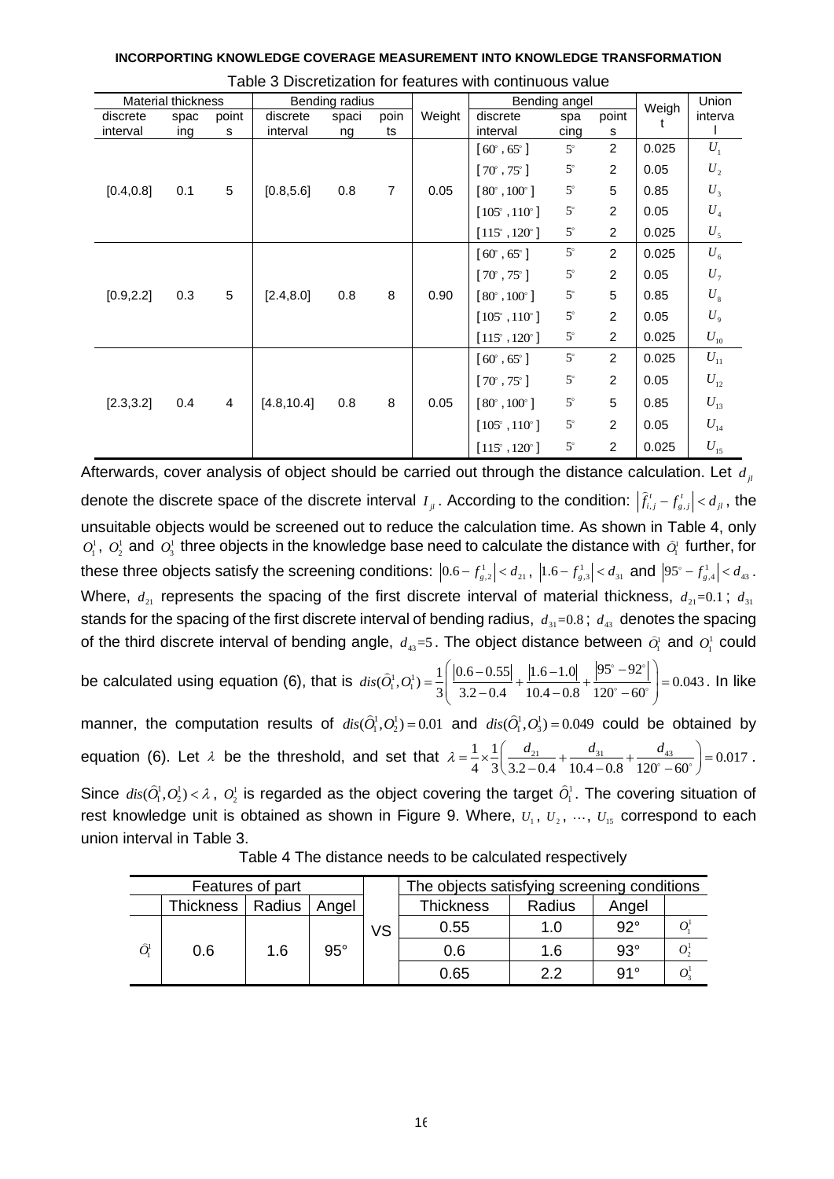Table 3 Discretization for features with continuous value

| Material thickness | | | Bending radius | | | Weight | Bending angel | | | Weight | Union interval |
|---|---|---|---|---|---|---|---|---|---|---|---|
| discrete interval | spacing | points | discrete interval | spacing | points | | discrete interval | spacing | points | | |
| [0.4,0.8] | 0.1 | 5 | [0.8,5.6] | 0.8 | 7 | 0.05 | $[60^\circ, 65^\circ]$ | $5^\circ$ | 2 | 0.025 | $U_1$ |
| | | | | | | | $[70^\circ, 75^\circ]$ | $5^\circ$ | 2 | 0.05 | $U_2$ |
| | | | | | | | $[80^\circ, 100^\circ]$ | $5^\circ$ | 5 | 0.85 | $U_3$ |
| | | | | | | | $[105^\circ, 110^\circ]$ | $5^\circ$ | 2 | 0.05 | $U_4$ |
| | | | | | | | $[115^\circ, 120^\circ]$ | $5^\circ$ | 2 | 0.025 | $U_5$ |
| [0.9,2.2] | 0.3 | 5 | [2.4,8.0] | 0.8 | 8 | 0.90 | $[60^\circ, 65^\circ]$ | $5^\circ$ | 2 | 0.025 | $U_6$ |
| | | | | | | | $[70^\circ, 75^\circ]$ | $5^\circ$ | 2 | 0.05 | $U_7$ |
| | | | | | | | $[80^\circ, 100^\circ]$ | $5^\circ$ | 5 | 0.85 | $U_8$ |
| | | | | | | | $[105^\circ, 110^\circ]$ | $5^\circ$ | 2 | 0.05 | $U_9$ |
| | | | | | | | $[115^\circ, 120^\circ]$ | $5^\circ$ | 2 | 0.025 | $U_{10}$ |
| [2.3,3.2] | 0.4 | 4 | [4.8,10.4] | 0.8 | 8 | 0.05 | $[60^\circ, 65^\circ]$ | $5^\circ$ | 2 | 0.025 | $U_{11}$ |
| | | | | | | | $[70^\circ, 75^\circ]$ | $5^\circ$ | 2 | 0.05 | $U_{12}$ |
| | | | | | | | $[80^\circ, 100^\circ]$ | $5^\circ$ | 5 | 0.85 | $U_{13}$ |
| | | | | | | | $[105^\circ, 110^\circ]$ | $5^\circ$ | 2 | 0.05 | $U_{14}$ |
| | | | | | | | $[115^\circ, 120^\circ]$ | $5^\circ$ | 2 | 0.025 | $U_{15}$ |

Afterwards, cover analysis of object should be carried out through the distance calculation. Let $d_{jl}$ denote the discrete space of the discrete interval $I_{jl}$. According to the condition: $\left|\hat{f}^{\,t}_{i,j} - f^{\,t}_{g,j}\right| < d_{jl}$, the unsuitable objects would be screened out to reduce the calculation time. As shown in Table 4, only $O_1^1$, $O_2^1$ and $O_3^1$ three objects in the knowledge base need to calculate the distance with $\hat{O}_1^1$ further, for these three objects satisfy the screening conditions: $\left|0.6 - f^{1}_{g,2}\right| < d_{21}$, $\left|1.6 - f^{1}_{g,3}\right| < d_{31}$ and $\left|95^\circ - f^{1}_{g,4}\right| < d_{43}$. Where, $d_{21}$ represents the spacing of the first discrete interval of material thickness, $d_{21}$=0.1; $d_{31}$ stands for the spacing of the first discrete interval of bending radius, $d_{31}$=0.8; $d_{43}$ denotes the spacing of the third discrete interval of bending angle, $d_{43}$=5. The object distance between $\hat{O}_1^1$ and $O_1^1$ could be calculated using equation (6), that is $dis(\hat{O}_1^1, O_1^1) = \frac{1}{3}\left(\frac{|0.6-0.55|}{3.2-0.4} + \frac{|1.6-1.0|}{10.4-0.8} + \frac{|95^\circ - 92^\circ|}{120^\circ - 60^\circ}\right) = 0.043$. In like manner, the computation results of $dis(\hat{O}_1^1, O_2^1) = 0.01$ and $dis(\hat{O}_1^1, O_3^1) = 0.049$ could be obtained by equation (6). Let $\lambda$ be the threshold, and set that $\lambda = \frac{1}{4} \times \frac{1}{3}\left(\frac{d_{21}}{3.2-0.4} + \frac{d_{31}}{10.4-0.8} + \frac{d_{43}}{120^\circ - 60^\circ}\right) = 0.017$. Since $dis(\hat{O}_1^1, O_2^1) < \lambda$, $O_2^1$ is regarded as the object covering the target $\hat{O}_1^1$. The covering situation of rest knowledge unit is obtained as shown in Figure 9. Where, $U_1$, $U_2$, …, $U_{15}$ correspond to each union interval in Table 3.

Table 4 The distance needs to be calculated respectively

| Features of part | | | | | The objects satisfying screening conditions | | | |
|---|---|---|---|---|---|---|---|---|
| | Thickness | Radius | Angel | | Thickness | Radius | Angel | |
| $\hat{O}_1^1$ | 0.6 | 1.6 | 95° | VS | 0.55 | 1.0 | 92° | $O_1^1$ |
| | | | | | 0.6 | 1.6 | 93° | $O_2^1$ |
| | | | | | 0.65 | 2.2 | 91° | $O_3^1$ |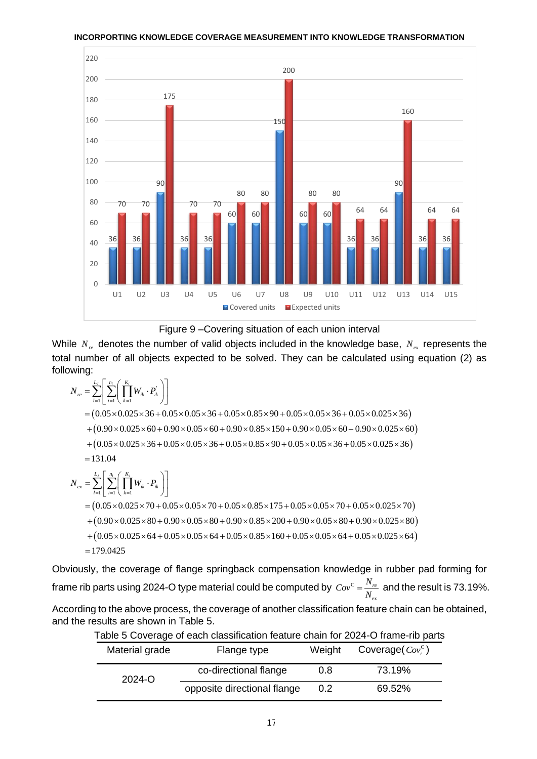Figure 9 –Covering situation of each union interval

While $N_{re}$ denotes the number of valid objects included in the knowledge base, $N_{ex}$ represents the total number of all objects expected to be solved. They can be calculated using equation (2) as following:

$$
\begin{aligned}
N_{re} &= \sum_{l=1}^{L_J}\left[\sum_{i=1}^{n_l}\left(\prod_{k=1}^{K_i} W_{ik}\cdot P_{ik}^{'}\right)\right] \\
&= \left(0.05\times0.025\times36+0.05\times0.05\times36+0.05\times0.85\times90+0.05\times0.05\times36+0.05\times0.025\times36\right) \\
&\quad +\left(0.90\times0.025\times60+0.90\times0.05\times60+0.90\times0.85\times150+0.90\times0.05\times60+0.90\times0.025\times60\right) \\
&\quad +\left(0.05\times0.025\times36+0.05\times0.05\times36+0.05\times0.85\times90+0.05\times0.05\times36+0.05\times0.025\times36\right) \\
&= 131.04
\end{aligned}
$$

$$
\begin{aligned}
N_{ex} &= \sum_{l=1}^{L_J}\left[\sum_{i=1}^{n_l}\left(\prod_{k=1}^{K_i} W_{ik}\cdot P_{ik}\right)\right] \\
&= \left(0.05\times0.025\times70+0.05\times0.05\times70+0.05\times0.85\times175+0.05\times0.05\times70+0.05\times0.025\times70\right) \\
&\quad +\left(0.90\times0.025\times80+0.90\times0.05\times80+0.90\times0.85\times200+0.90\times0.05\times80+0.90\times0.025\times80\right) \\
&\quad +\left(0.05\times0.025\times64+0.05\times0.05\times64+0.05\times0.85\times160+0.05\times0.05\times64+0.05\times0.025\times64\right) \\
&= 179.0425
\end{aligned}
$$

Obviously, the coverage of flange springback compensation knowledge in rubber pad forming for frame rib parts using 2024-O type material could be computed by $Cov^{C} = \frac{N_{re}}{N_{ex}}$ and the result is 73.19%.

According to the above process, the coverage of another classification feature chain can be obtained, and the results are shown in Table 5.

Table 5 Coverage of each classification feature chain for 2024-O frame-rib parts

| Material grade | Flange type | Weight | Coverage($Cov_i^{C}$) |
|---|---|---|---|
| 2024-O | co-directional flange | 0.8 | 73.19% |
| | opposite directional flange | 0.2 | 69.52% |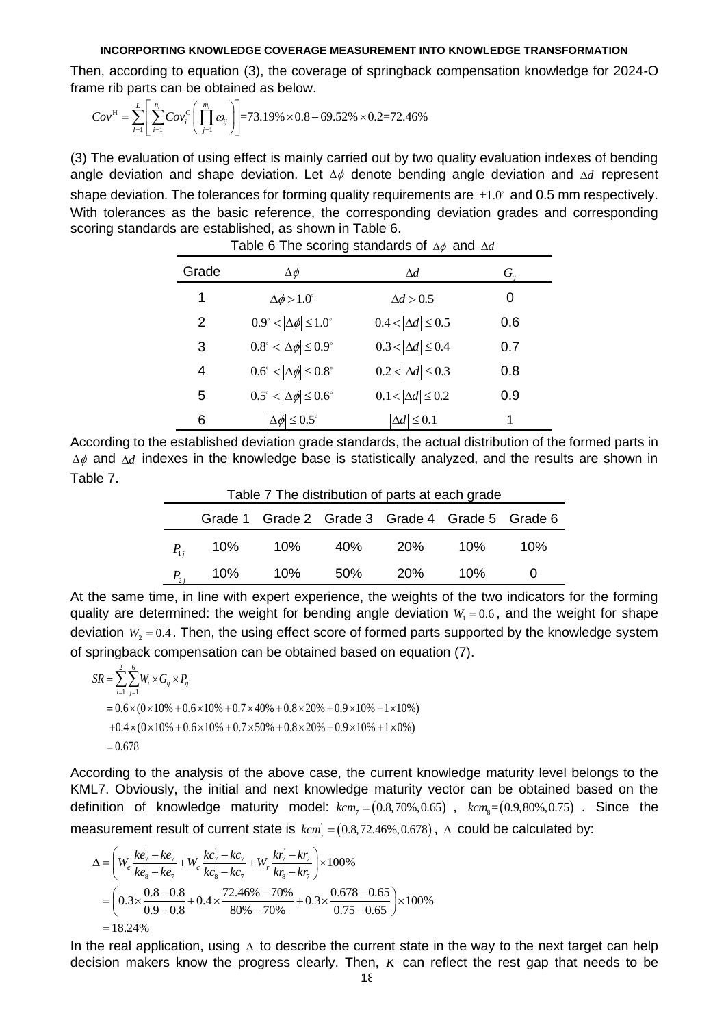Then, according to equation (3), the coverage of springback compensation knowledge for 2024-O frame rib parts can be obtained as below.

$$Cov^{\mathrm{H}} = \sum_{l=1}^{L}\left[\sum_{i=1}^{n_l} Cov_i^{\mathrm{C}}\left(\prod_{j=1}^{m_i}\omega_{ij}\right)\right] = 73.19\% \times 0.8 + 69.52\% \times 0.2 = 72.46\%$$

(3) The evaluation of using effect is mainly carried out by two quality evaluation indexes of bending angle deviation and shape deviation. Let $\Delta\phi$ denote bending angle deviation and $\Delta d$ represent shape deviation. The tolerances for forming quality requirements are $\pm 1.0^{\circ}$ and 0.5 mm respectively. With tolerances as the basic reference, the corresponding deviation grades and corresponding scoring standards are established, as shown in Table 6.

Table 6 The scoring standards of $\Delta\phi$ and $\Delta d$

| Grade | $\Delta\phi$ | $\Delta d$ | $G_{ij}$ |
|---|---|---|---|
| 1 | $\Delta\phi > 1.0^{\circ}$ | $\Delta d > 0.5$ | 0 |
| 2 | $0.9^{\circ} < \lvert\Delta\phi\rvert \le 1.0^{\circ}$ | $0.4 < \lvert\Delta d\rvert \le 0.5$ | 0.6 |
| 3 | $0.8^{\circ} < \lvert\Delta\phi\rvert \le 0.9^{\circ}$ | $0.3 < \lvert\Delta d\rvert \le 0.4$ | 0.7 |
| 4 | $0.6^{\circ} < \lvert\Delta\phi\rvert \le 0.8^{\circ}$ | $0.2 < \lvert\Delta d\rvert \le 0.3$ | 0.8 |
| 5 | $0.5^{\circ} < \lvert\Delta\phi\rvert \le 0.6^{\circ}$ | $0.1 < \lvert\Delta d\rvert \le 0.2$ | 0.9 |
| 6 | $\lvert\Delta\phi\rvert \le 0.5^{\circ}$ | $\lvert\Delta d\rvert \le 0.1$ | 1 |

According to the established deviation grade standards, the actual distribution of the formed parts in $\Delta\phi$ and $\Delta d$ indexes in the knowledge base is statistically analyzed, and the results are shown in Table 7.

Table 7 The distribution of parts at each grade

| | Grade 1 | Grade 2 | Grade 3 | Grade 4 | Grade 5 | Grade 6 |
|---|---|---|---|---|---|---|
| $P_{1j}$ | 10% | 10% | 40% | 20% | 10% | 10% |
| $P_{2j}$ | 10% | 10% | 50% | 20% | 10% | 0 |

At the same time, in line with expert experience, the weights of the two indicators for the forming quality are determined: the weight for bending angle deviation $W_1 = 0.6$, and the weight for shape deviation $W_2 = 0.4$. Then, the using effect score of formed parts supported by the knowledge system of springback compensation can be obtained based on equation (7).

$$\begin{aligned} SR &= \sum_{i=1}^{2}\sum_{j=1}^{6} W_i \times G_{ij} \times P_{ij} \\ &= 0.6\times(0\times10\% + 0.6\times10\% + 0.7\times40\% + 0.8\times20\% + 0.9\times10\% + 1\times10\%) \\ &\quad + 0.4\times(0\times10\% + 0.6\times10\% + 0.7\times50\% + 0.8\times20\% + 0.9\times10\% + 1\times0\%) \\ &= 0.678 \end{aligned}$$

According to the analysis of the above case, the current knowledge maturity level belongs to the KML7. Obviously, the initial and next knowledge maturity vector can be obtained based on the definition of knowledge maturity model: $kcm_7 = (0.8, 70\%, 0.65)$, $kcm_8 = (0.9, 80\%, 0.75)$. Since the measurement result of current state is $kcm_7^{'} = (0.8, 72.46\%, 0.678)$, $\Delta$ could be calculated by:

$$\begin{aligned} \Delta &= \left(W_e \frac{ke_7^{'} - ke_7}{ke_8 - ke_7} + W_c \frac{kc_7^{'} - kc_7}{kc_8 - kc_7} + W_r \frac{kr_7^{'} - kr_7}{kr_8 - kr_7}\right) \times 100\% \\ &= \left(0.3 \times \frac{0.8 - 0.8}{0.9 - 0.8} + 0.4 \times \frac{72.46\% - 70\%}{80\% - 70\%} + 0.3 \times \frac{0.678 - 0.65}{0.75 - 0.65}\right) \times 100\% \\ &= 18.24\% \end{aligned}$$

In the real application, using $\Delta$ to describe the current state in the way to the next target can help decision makers know the progress clearly. Then, $K$ can reflect the rest gap that needs to be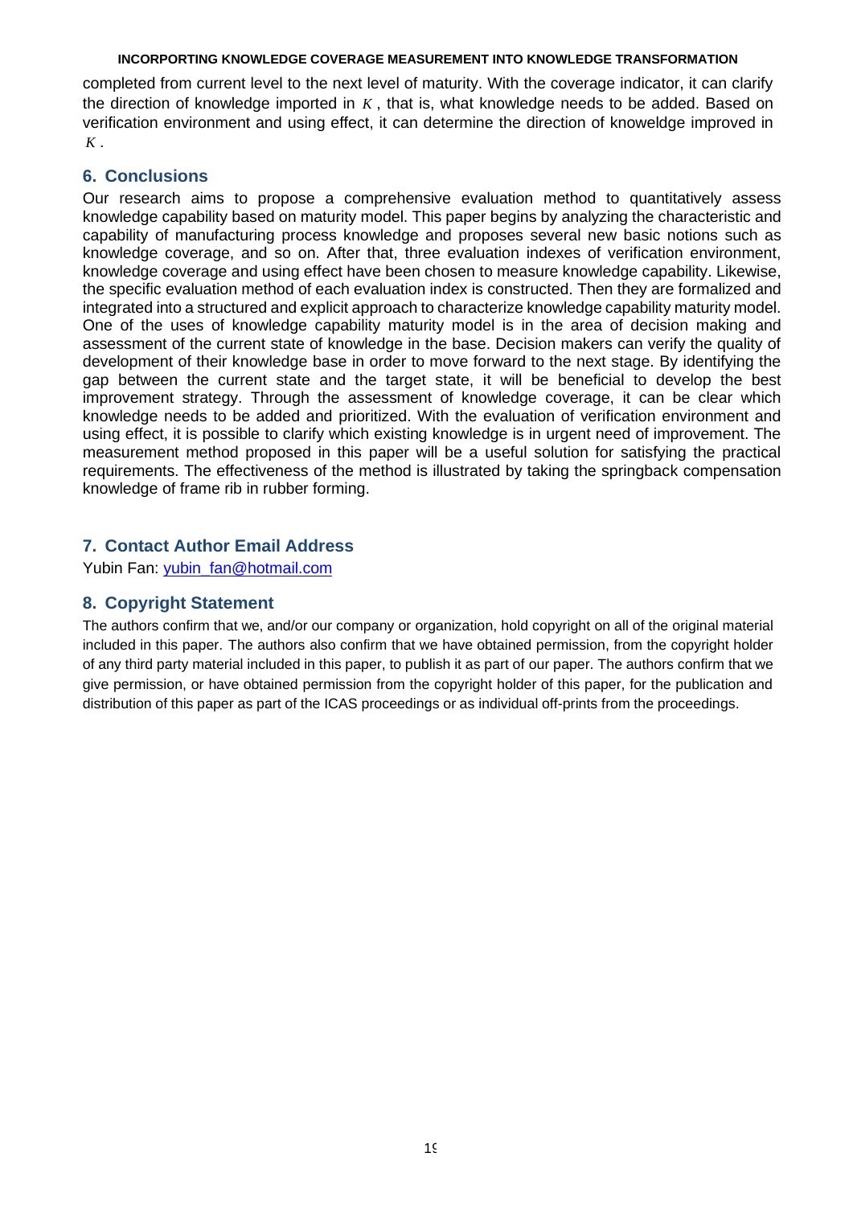completed from current level to the next level of maturity. With the coverage indicator, it can clarify the direction of knowledge imported in $K$, that is, what knowledge needs to be added. Based on verification environment and using effect, it can determine the direction of knoweldge improved in $K$.

## 6. Conclusions

Our research aims to propose a comprehensive evaluation method to quantitatively assess knowledge capability based on maturity model. This paper begins by analyzing the characteristic and capability of manufacturing process knowledge and proposes several new basic notions such as knowledge coverage, and so on. After that, three evaluation indexes of verification environment, knowledge coverage and using effect have been chosen to measure knowledge capability. Likewise, the specific evaluation method of each evaluation index is constructed. Then they are formalized and integrated into a structured and explicit approach to characterize knowledge capability maturity model. One of the uses of knowledge capability maturity model is in the area of decision making and assessment of the current state of knowledge in the base. Decision makers can verify the quality of development of their knowledge base in order to move forward to the next stage. By identifying the gap between the current state and the target state, it will be beneficial to develop the best improvement strategy. Through the assessment of knowledge coverage, it can be clear which knowledge needs to be added and prioritized. With the evaluation of verification environment and using effect, it is possible to clarify which existing knowledge is in urgent need of improvement. The measurement method proposed in this paper will be a useful solution for satisfying the practical requirements. The effectiveness of the method is illustrated by taking the springback compensation knowledge of frame rib in rubber forming.

## 7. Contact Author Email Address

Yubin Fan: yubin_fan@hotmail.com

## 8. Copyright Statement

The authors confirm that we, and/or our company or organization, hold copyright on all of the original material included in this paper. The authors also confirm that we have obtained permission, from the copyright holder of any third party material included in this paper, to publish it as part of our paper. The authors confirm that we give permission, or have obtained permission from the copyright holder of this paper, for the publication and distribution of this paper as part of the ICAS proceedings or as individual off-prints from the proceedings.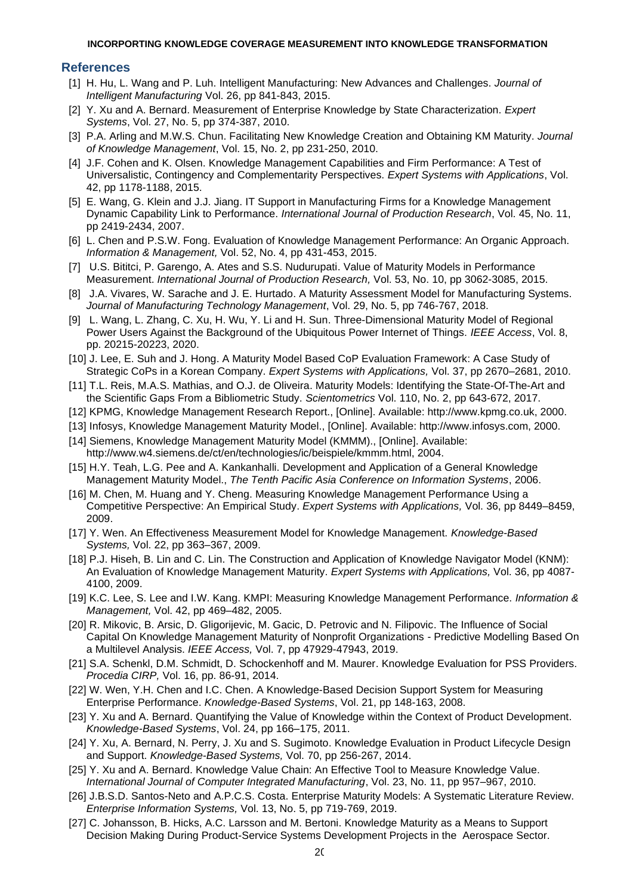## References

[1] H. Hu, L. Wang and P. Luh. Intelligent Manufacturing: New Advances and Challenges. *Journal of Intelligent Manufacturing* Vol. 26, pp 841-843, 2015.

[2] Y. Xu and A. Bernard. Measurement of Enterprise Knowledge by State Characterization. *Expert Systems*, Vol. 27, No. 5, pp 374-387, 2010.

[3] P.A. Arling and M.W.S. Chun. Facilitating New Knowledge Creation and Obtaining KM Maturity. *Journal of Knowledge Management*, Vol. 15, No. 2, pp 231-250, 2010.

[4] J.F. Cohen and K. Olsen. Knowledge Management Capabilities and Firm Performance: A Test of Universalistic, Contingency and Complementarity Perspectives. *Expert Systems with Applications*, Vol. 42, pp 1178-1188, 2015.

[5] E. Wang, G. Klein and J.J. Jiang. IT Support in Manufacturing Firms for a Knowledge Management Dynamic Capability Link to Performance. *International Journal of Production Research*, Vol. 45, No. 11, pp 2419-2434, 2007.

[6] L. Chen and P.S.W. Fong. Evaluation of Knowledge Management Performance: An Organic Approach. *Information & Management,* Vol. 52, No. 4, pp 431-453, 2015.

[7] U.S. Bititci, P. Garengo, A. Ates and S.S. Nudurupati. Value of Maturity Models in Performance Measurement. *International Journal of Production Research,* Vol. 53, No. 10, pp 3062-3085, 2015.

[8] J.A. Vivares, W. Sarache and J. E. Hurtado. A Maturity Assessment Model for Manufacturing Systems. *Journal of Manufacturing Technology Management*, Vol. 29, No. 5, pp 746-767, 2018.

[9] L. Wang, L. Zhang, C. Xu, H. Wu, Y. Li and H. Sun. Three-Dimensional Maturity Model of Regional Power Users Against the Background of the Ubiquitous Power Internet of Things. *IEEE Access*, Vol. 8, pp. 20215-20223, 2020.

[10] J. Lee, E. Suh and J. Hong. A Maturity Model Based CoP Evaluation Framework: A Case Study of Strategic CoPs in a Korean Company. *Expert Systems with Applications,* Vol. 37, pp 2670–2681, 2010.

[11] T.L. Reis, M.A.S. Mathias, and O.J. de Oliveira. Maturity Models: Identifying the State-Of-The-Art and the Scientific Gaps From a Bibliometric Study. *Scientometrics* Vol. 110, No. 2, pp 643-672, 2017.

[12] KPMG, Knowledge Management Research Report., [Online]. Available: http://www.kpmg.co.uk, 2000.

[13] Infosys, Knowledge Management Maturity Model., [Online]. Available: http://www.infosys.com, 2000.

[14] Siemens, Knowledge Management Maturity Model (KMMM)., [Online]. Available: http://www.w4.siemens.de/ct/en/technologies/ic/beispiele/kmmm.html, 2004.

[15] H.Y. Teah, L.G. Pee and A. Kankanhalli. Development and Application of a General Knowledge Management Maturity Model., *The Tenth Pacific Asia Conference on Information Systems*, 2006.

[16] M. Chen, M. Huang and Y. Cheng. Measuring Knowledge Management Performance Using a Competitive Perspective: An Empirical Study. *Expert Systems with Applications,* Vol. 36, pp 8449–8459, 2009.

[17] Y. Wen. An Effectiveness Measurement Model for Knowledge Management. *Knowledge-Based Systems,* Vol. 22, pp 363–367, 2009.

[18] P.J. Hiseh, B. Lin and C. Lin. The Construction and Application of Knowledge Navigator Model (KNM): An Evaluation of Knowledge Management Maturity. *Expert Systems with Applications,* Vol. 36, pp 4087-4100, 2009.

[19] K.C. Lee, S. Lee and I.W. Kang. KMPI: Measuring Knowledge Management Performance. *Information & Management,* Vol. 42, pp 469–482, 2005.

[20] R. Mikovic, B. Arsic, D. Gligorijevic, M. Gacic, D. Petrovic and N. Filipovic. The Influence of Social Capital On Knowledge Management Maturity of Nonprofit Organizations - Predictive Modelling Based On a Multilevel Analysis. *IEEE Access,* Vol. 7, pp 47929-47943, 2019.

[21] S.A. Schenkl, D.M. Schmidt, D. Schockenhoff and M. Maurer. Knowledge Evaluation for PSS Providers. *Procedia CIRP,* Vol. 16, pp. 86-91, 2014.

[22] W. Wen, Y.H. Chen and I.C. Chen. A Knowledge-Based Decision Support System for Measuring Enterprise Performance. *Knowledge-Based Systems*, Vol. 21, pp 148-163, 2008.

[23] Y. Xu and A. Bernard. Quantifying the Value of Knowledge within the Context of Product Development. *Knowledge-Based Systems*, Vol. 24, pp 166–175, 2011.

[24] Y. Xu, A. Bernard, N. Perry, J. Xu and S. Sugimoto. Knowledge Evaluation in Product Lifecycle Design and Support. *Knowledge-Based Systems,* Vol. 70, pp 256-267, 2014.

[25] Y. Xu and A. Bernard. Knowledge Value Chain: An Effective Tool to Measure Knowledge Value. *International Journal of Computer Integrated Manufacturing*, Vol. 23, No. 11, pp 957–967, 2010.

[26] J.B.S.D. Santos-Neto and A.P.C.S. Costa. Enterprise Maturity Models: A Systematic Literature Review. *Enterprise Information Systems,* Vol. 13, No. 5, pp 719-769, 2019.

[27] C. Johansson, B. Hicks, A.C. Larsson and M. Bertoni. Knowledge Maturity as a Means to Support Decision Making During Product-Service Systems Development Projects in the Aerospace Sector.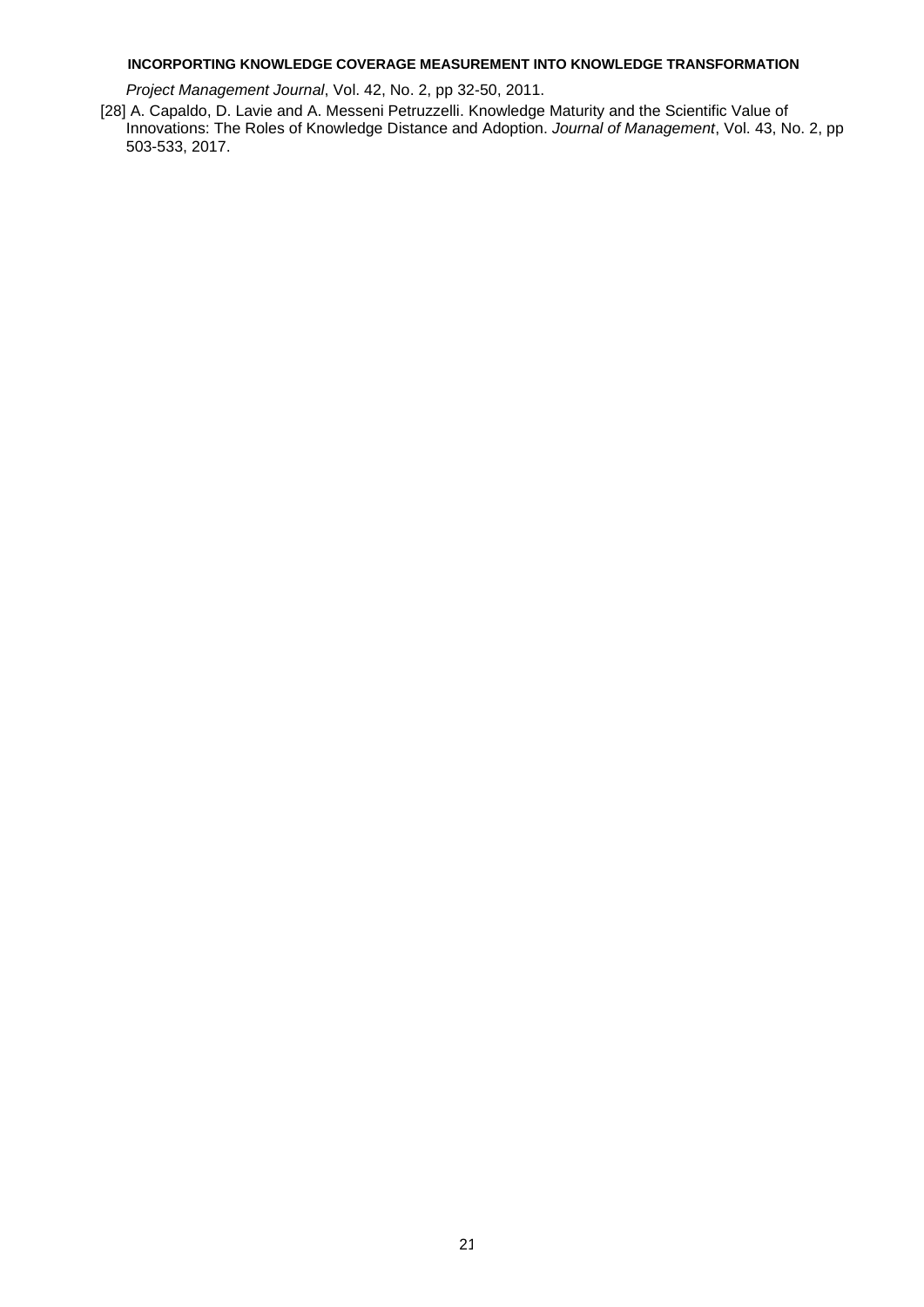*Project Management Journal*, Vol. 42, No. 2, pp 32-50, 2011.

[28] A. Capaldo, D. Lavie and A. Messeni Petruzzelli. Knowledge Maturity and the Scientific Value of Innovations: The Roles of Knowledge Distance and Adoption. *Journal of Management*, Vol. 43, No. 2, pp 503-533, 2017.